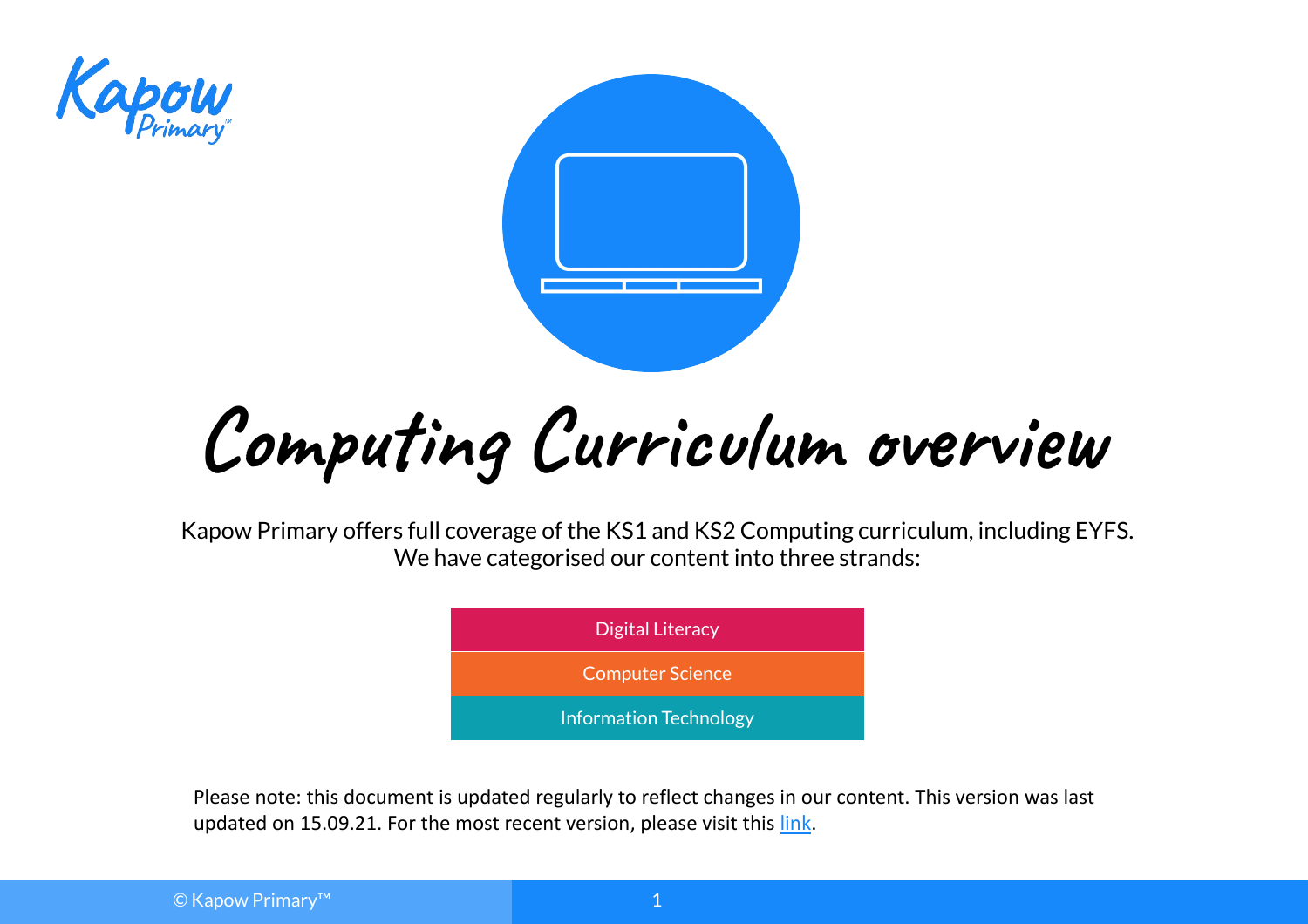# Computing Curriculum overview

Kapow Primary offers full coverage of the KS1 and KS2 Computing curriculum, including EYFS.
We have categorised our content into three strands:

| Digital Literacy |
| --- |
| Computer Science |
| Information Technology |

Please note: this document is updated regularly to reflect changes in our content. This version was last updated on 15.09.21. For the most recent version, please visit this link.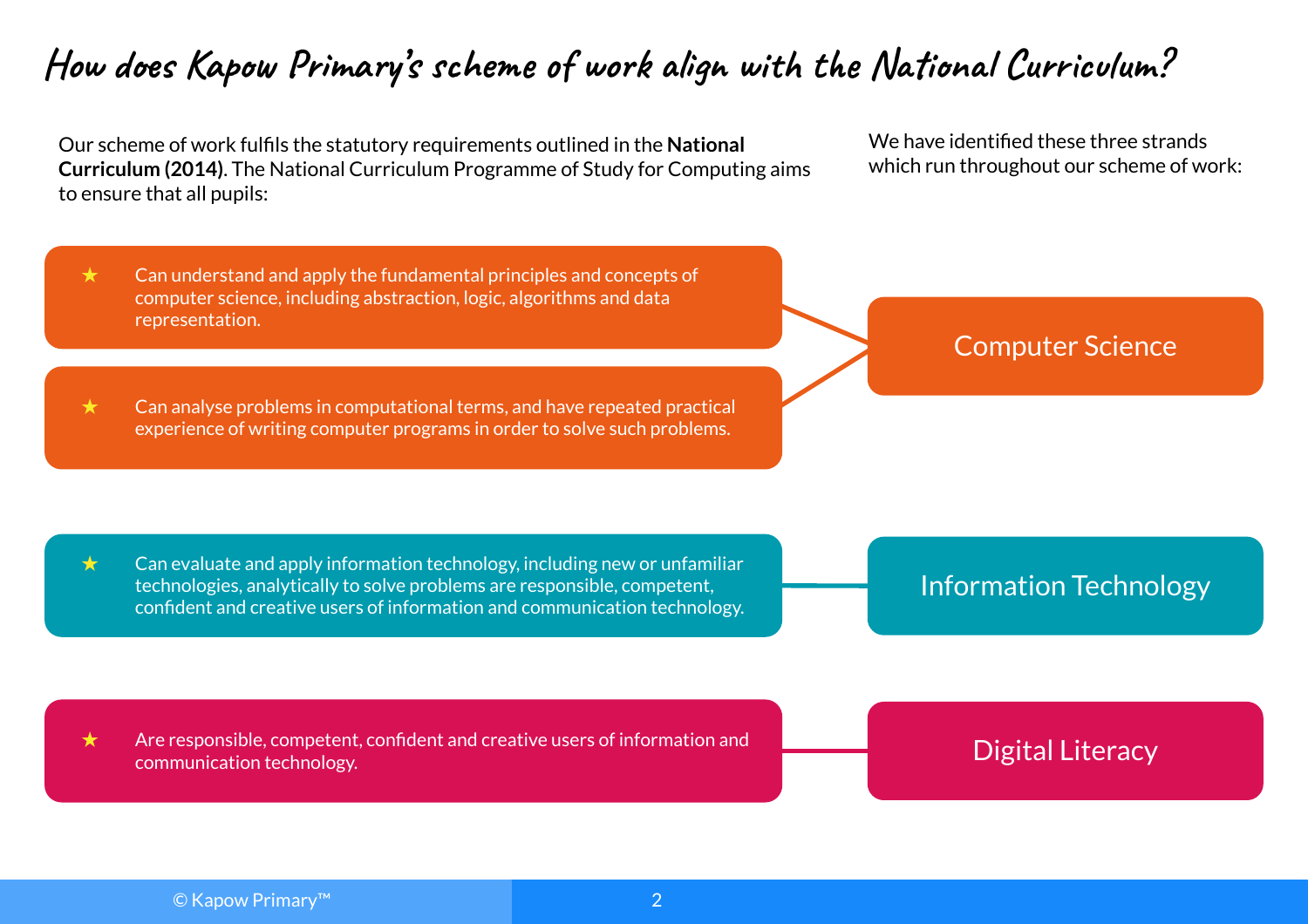# How does Kapow Primary's scheme of work align with the National Curriculum?

Our scheme of work fulfils the statutory requirements outlined in the **National Curriculum (2014)**. The National Curriculum Programme of Study for Computing aims to ensure that all pupils:

We have identified these three strands which run throughout our scheme of work:

| National Curriculum aim | Strand |
| --- | --- |
| ★ Can understand and apply the fundamental principles and concepts of computer science, including abstraction, logic, algorithms and data representation. | Computer Science |
| ★ Can analyse problems in computational terms, and have repeated practical experience of writing computer programs in order to solve such problems. | Computer Science |
| ★ Can evaluate and apply information technology, including new or unfamiliar technologies, analytically to solve problems are responsible, competent, confident and creative users of information and communication technology. | Information Technology |
| ★ Are responsible, competent, confident and creative users of information and communication technology. | Digital Literacy |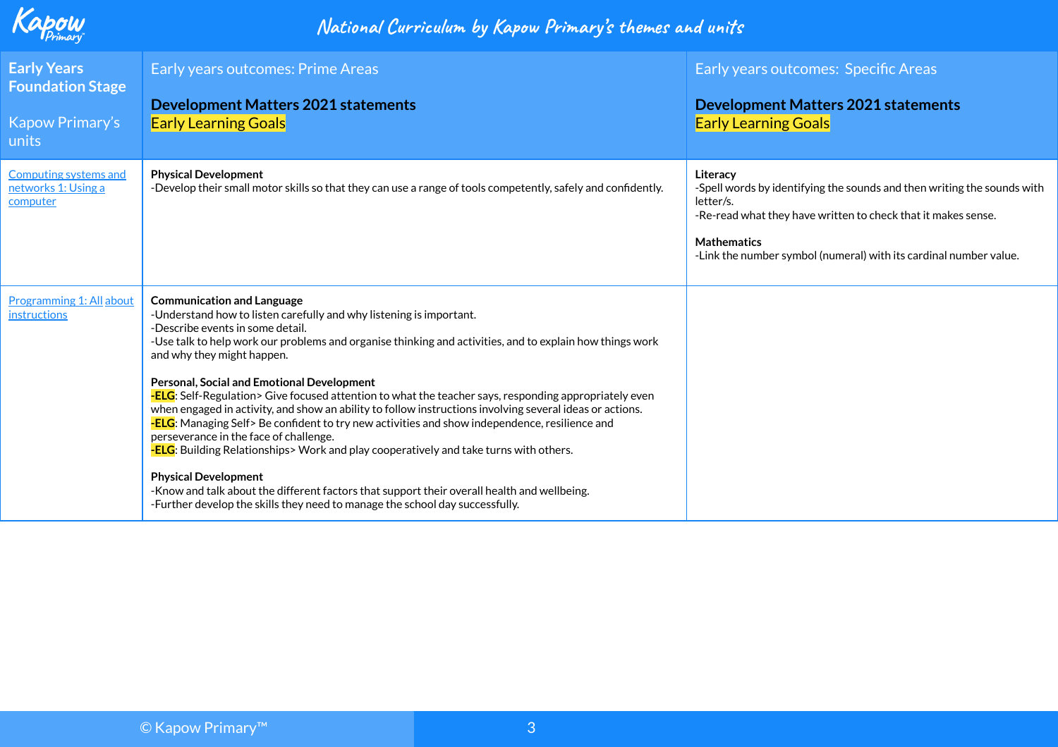| Early Years Foundation Stage<br><br>Kapow Primary's units | Early years outcomes: Prime Areas<br><br>**Development Matters 2021 statements**<br>Early Learning Goals | Early years outcomes: Specific Areas<br><br>**Development Matters 2021 statements**<br>Early Learning Goals |
|---|---|---|
| Computing systems and networks 1: Using a computer | **Physical Development**<br>-Develop their small motor skills so that they can use a range of tools competently, safely and confidently. | **Literacy**<br>-Spell words by identifying the sounds and then writing the sounds with letter/s.<br>-Re-read what they have written to check that it makes sense.<br><br>**Mathematics**<br>-Link the number symbol (numeral) with its cardinal number value. |
| Programming 1: All about instructions | **Communication and Language**<br>-Understand how to listen carefully and why listening is important.<br>-Describe events in some detail.<br>-Use talk to help work our problems and organise thinking and activities, and to explain how things work and why they might happen.<br><br>**Personal, Social and Emotional Development**<br>-ELG: Self-Regulation> Give focused attention to what the teacher says, responding appropriately even when engaged in activity, and show an ability to follow instructions involving several ideas or actions.<br>-ELG: Managing Self> Be confident to try new activities and show independence, resilience and perseverance in the face of challenge.<br>-ELG: Building Relationships> Work and play cooperatively and take turns with others.<br><br>**Physical Development**<br>-Know and talk about the different factors that support their overall health and wellbeing.<br>-Further develop the skills they need to manage the school day successfully. | |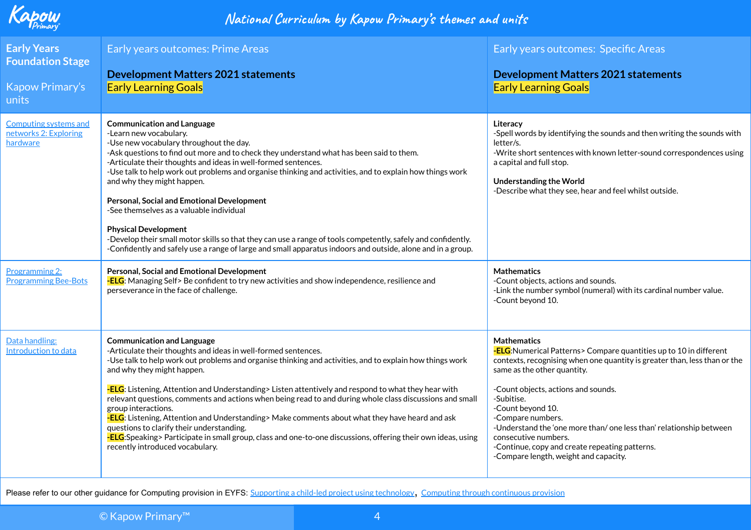# National Curriculum by Kapow Primary's themes and units

| Early Years Foundation Stage<br><br>Kapow Primary's units | Early years outcomes: Prime Areas<br><br>**Development Matters 2021 statements**<br>Early Learning Goals | Early years outcomes: Specific Areas<br><br>**Development Matters 2021 statements**<br>Early Learning Goals |
|---|---|---|
| Computing systems and networks 2: Exploring hardware | **Communication and Language**<br>-Learn new vocabulary.<br>-Use new vocabulary throughout the day.<br>-Ask questions to find out more and to check they understand what has been said to them.<br>-Articulate their thoughts and ideas in well-formed sentences.<br>-Use talk to help work out problems and organise thinking and activities, and to explain how things work and why they might happen.<br><br>**Personal, Social and Emotional Development**<br>-See themselves as a valuable individual<br><br>**Physical Development**<br>-Develop their small motor skills so that they can use a range of tools competently, safely and confidently.<br>-Confidently and safely use a range of large and small apparatus indoors and outside, alone and in a group. | **Literacy**<br>-Spell words by identifying the sounds and then writing the sounds with letter/s.<br>-Write short sentences with known letter-sound correspondences using a capital and full stop.<br><br>**Understanding the World**<br>-Describe what they see, hear and feel whilst outside. |
| Programming 2: Programming Bee-Bots | **Personal, Social and Emotional Development**<br>-ELG: Managing Self> Be confident to try new activities and show independence, resilience and perseverance in the face of challenge. | **Mathematics**<br>-Count objects, actions and sounds.<br>-Link the number symbol (numeral) with its cardinal number value.<br>-Count beyond 10. |
| Data handling: Introduction to data | **Communication and Language**<br>-Articulate their thoughts and ideas in well-formed sentences.<br>-Use talk to help work out problems and organise thinking and activities, and to explain how things work and why they might happen.<br><br>-ELG: Listening, Attention and Understanding> Listen attentively and respond to what they hear with relevant questions, comments and actions when being read to and during whole class discussions and small group interactions.<br>-ELG: Listening, Attention and Understanding> Make comments about what they have heard and ask questions to clarify their understanding.<br>-ELG:Speaking> Participate in small group, class and one-to-one discussions, offering their own ideas, using recently introduced vocabulary. | **Mathematics**<br>-ELG:Numerical Patterns> Compare quantities up to 10 in different contexts, recognising when one quantity is greater than, less than or the same as the other quantity.<br><br>-Count objects, actions and sounds.<br>-Subitise.<br>-Count beyond 10.<br>-Compare numbers.<br>-Understand the 'one more than/ one less than' relationship between consecutive numbers.<br>-Continue, copy and create repeating patterns.<br>-Compare length, weight and capacity. |

Please refer to our other guidance for Computing provision in EYFS: Supporting a child-led project using technology, Computing through continuous provision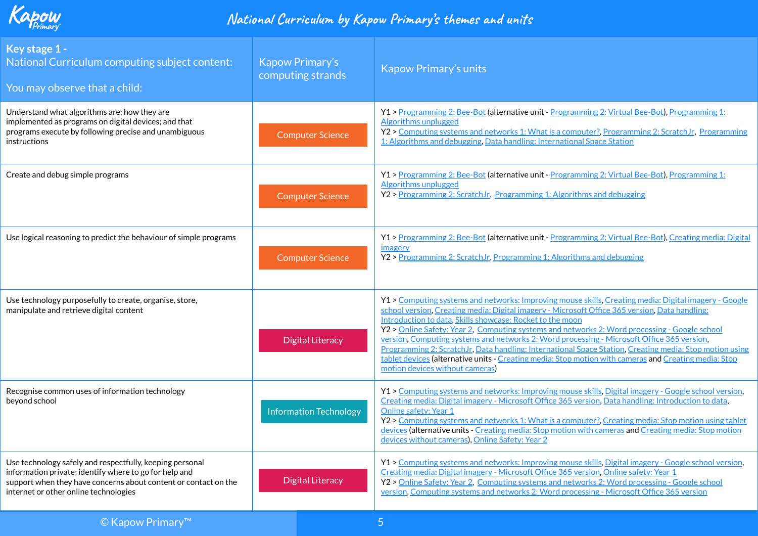# National Curriculum by Kapow Primary's themes and units

| Key stage 1 - National Curriculum computing subject content: You may observe that a child: | Kapow Primary's computing strands | Kapow Primary's units |
|---|---|---|
| Understand what algorithms are; how they are implemented as programs on digital devices; and that programs execute by following precise and unambiguous instructions | Computer Science | Y1 > Programming 2: Bee-Bot (alternative unit - Programming 2: Virtual Bee-Bot), Programming 1: Algorithms unplugged<br>Y2 > Computing systems and networks 1: What is a computer?, Programming 2: ScratchJr, Programming 1: Algorithms and debugging, Data handling: International Space Station |
| Create and debug simple programs | Computer Science | Y1 > Programming 2: Bee-Bot (alternative unit - Programming 2: Virtual Bee-Bot), Programming 1: Algorithms unplugged<br>Y2 > Programming 2: ScratchJr, Programming 1: Algorithms and debugging |
| Use logical reasoning to predict the behaviour of simple programs | Computer Science | Y1 > Programming 2: Bee-Bot (alternative unit - Programming 2: Virtual Bee-Bot), Creating media: Digital imagery<br>Y2 > Programming 2: ScratchJr, Programming 1: Algorithms and debugging |
| Use technology purposefully to create, organise, store, manipulate and retrieve digital content | Digital Literacy | Y1 > Computing systems and networks: Improving mouse skills, Creating media: Digital imagery - Google school version, Creating media: Digital imagery - Microsoft Office 365 version, Data handling: Introduction to data, Skills showcase: Rocket to the moon<br>Y2 > Online Safety: Year 2, Computing systems and networks 2: Word processing - Google school version, Computing systems and networks 2: Word processing - Microsoft Office 365 version, Programming 2: ScratchJr, Data handling: International Space Station, Creating media: Stop motion using tablet devices (alternative units - Creating media: Stop motion with cameras and Creating media: Stop motion devices without cameras) |
| Recognise common uses of information technology beyond school | Information Technology | Y1 > Computing systems and networks: Improving mouse skills, Digital imagery - Google school version, Creating media: Digital imagery - Microsoft Office 365 version, Data handling: Introduction to data, Online safety: Year 1<br>Y2 > Computing systems and networks 1: What is a computer?, Creating media: Stop motion using tablet devices (alternative units - Creating media: Stop motion with cameras and Creating media: Stop motion devices without cameras), Online Safety: Year 2 |
| Use technology safely and respectfully, keeping personal information private; identify where to go for help and support when they have concerns about content or contact on the internet or other online technologies | Digital Literacy | Y1 > Computing systems and networks: Improving mouse skills, Digital imagery - Google school version, Creating media: Digital imagery - Microsoft Office 365 version, Online safety: Year 1<br>Y2 > Online Safety: Year 2, Computing systems and networks 2: Word processing - Google school version, Computing systems and networks 2: Word processing - Microsoft Office 365 version |

© Kapow Primary™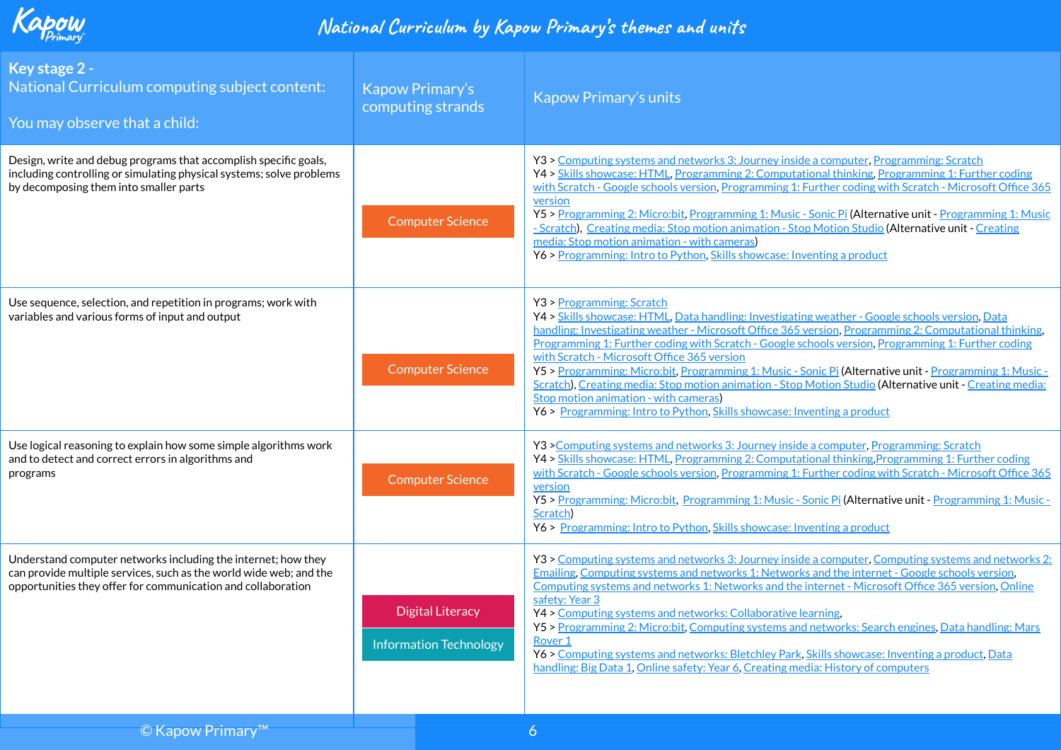# National Curriculum by Kapow Primary's themes and units

| Key stage 2 - National Curriculum computing subject content: You may observe that a child: | Kapow Primary's computing strands | Kapow Primary's units |
|---|---|---|
| Design, write and debug programs that accomplish specific goals, including controlling or simulating physical systems; solve problems by decomposing them into smaller parts | Computer Science | Y3 > Computing systems and networks 3: Journey inside a computer, Programming: Scratch<br>Y4 > Skills showcase: HTML, Programming 2: Computational thinking, Programming 1: Further coding with Scratch - Google schools version, Programming 1: Further coding with Scratch - Microsoft Office 365 version<br>Y5 > Programming 2: Micro:bit, Programming 1: Music - Sonic Pi (Alternative unit - Programming 1: Music - Scratch), Creating media: Stop motion animation - Stop Motion Studio (Alternative unit - Creating media: Stop motion animation - with cameras)<br>Y6 > Programming: Intro to Python, Skills showcase: Inventing a product |
| Use sequence, selection, and repetition in programs; work with variables and various forms of input and output | Computer Science | Y3 > Programming: Scratch<br>Y4 > Skills showcase: HTML, Data handling: Investigating weather - Google schools version, Data handling: Investigating weather - Microsoft Office 365 version, Programming 2: Computational thinking, Programming 1: Further coding with Scratch - Google schools version, Programming 1: Further coding with Scratch - Microsoft Office 365 version<br>Y5 > Programming: Micro:bit, Programming 1: Music - Sonic Pi (Alternative unit - Programming 1: Music - Scratch), Creating media: Stop motion animation - Stop Motion Studio (Alternative unit - Creating media: Stop motion animation - with cameras)<br>Y6 > Programming: Intro to Python, Skills showcase: Inventing a product |
| Use logical reasoning to explain how some simple algorithms work and to detect and correct errors in algorithms and programs | Computer Science | Y3 >Computing systems and networks 3: Journey inside a computer, Programming: Scratch<br>Y4 > Skills showcase: HTML, Programming 2: Computational thinking,Programming 1: Further coding with Scratch - Google schools version, Programming 1: Further coding with Scratch - Microsoft Office 365 version<br>Y5 > Programming: Micro:bit, Programming 1: Music - Sonic Pi (Alternative unit - Programming 1: Music - Scratch)<br>Y6 > Programming: Intro to Python, Skills showcase: Inventing a product |
| Understand computer networks including the internet; how they can provide multiple services, such as the world wide web; and the opportunities they offer for communication and collaboration | Digital Literacy<br>Information Technology | Y3 > Computing systems and networks 3: Journey inside a computer, Computing systems and networks 2: Emailing, Computing systems and networks 1: Networks and the internet - Google schools version, Computing systems and networks 1: Networks and the internet - Microsoft Office 365 version, Online safety: Year 3<br>Y4 > Computing systems and networks: Collaborative learning,<br>Y5 > Programming 2: Micro:bit, Computing systems and networks: Search engines, Data handling: Mars Rover 1<br>Y6 > Computing systems and networks: Bletchley Park, Skills showcase: Inventing a product, Data handling: Big Data 1, Online safety: Year 6, Creating media: History of computers |

© Kapow Primary™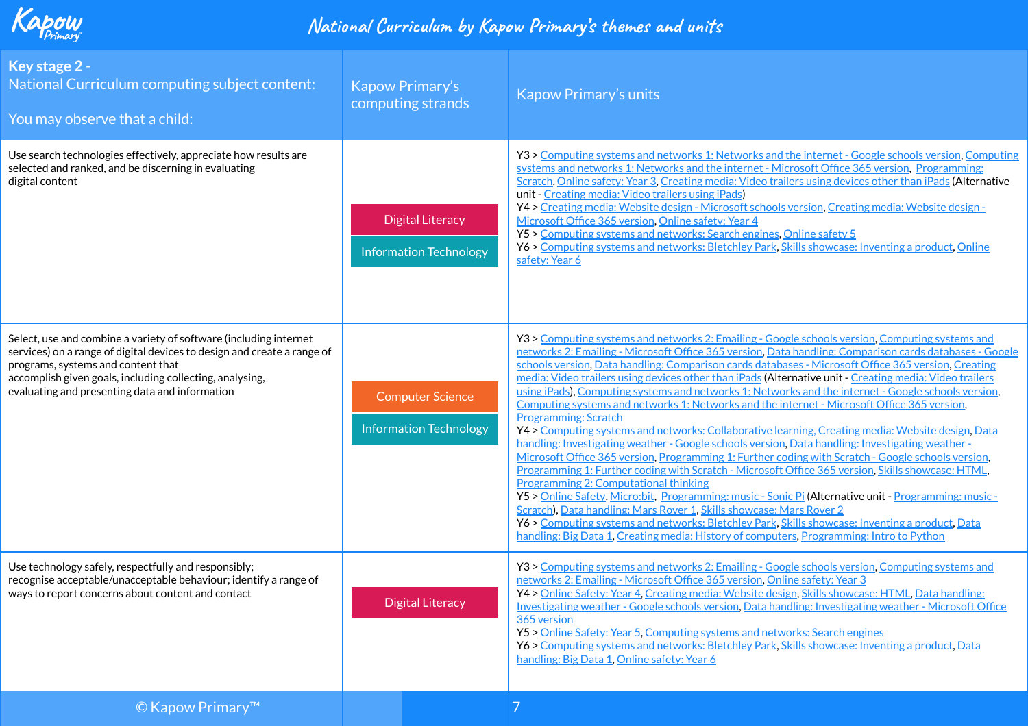# National Curriculum by Kapow Primary's themes and units

| Key stage 2 - National Curriculum computing subject content: You may observe that a child: | Kapow Primary's computing strands | Kapow Primary's units |
|---|---|---|
| Use search technologies effectively, appreciate how results are selected and ranked, and be discerning in evaluating digital content | Digital Literacy<br>Information Technology | Y3 > Computing systems and networks 1: Networks and the internet - Google schools version, Computing systems and networks 1: Networks and the internet - Microsoft Office 365 version, Programming: Scratch, Online safety: Year 3, Creating media: Video trailers using devices other than iPads (Alternative unit - Creating media: Video trailers using iPads)<br>Y4 > Creating media: Website design - Microsoft schools version, Creating media: Website design - Microsoft Office 365 version, Online safety: Year 4<br>Y5 > Computing systems and networks: Search engines, Online safety 5<br>Y6 > Computing systems and networks: Bletchley Park, Skills showcase: Inventing a product, Online safety: Year 6 |
| Select, use and combine a variety of software (including internet services) on a range of digital devices to design and create a range of programs, systems and content that accomplish given goals, including collecting, analysing, evaluating and presenting data and information | Computer Science<br>Information Technology | Y3 > Computing systems and networks 2: Emailing - Google schools version, Computing systems and networks 2: Emailing - Microsoft Office 365 version, Data handling: Comparison cards databases - Google schools version, Data handling: Comparison cards databases - Microsoft Office 365 version, Creating media: Video trailers using devices other than iPads (Alternative unit - Creating media: Video trailers using iPads), Computing systems and networks 1: Networks and the internet - Google schools version, Computing systems and networks 1: Networks and the internet - Microsoft Office 365 version, Programming: Scratch<br>Y4 > Computing systems and networks: Collaborative learning, Creating media: Website design, Data handling: Investigating weather - Google schools version, Data handling: Investigating weather - Microsoft Office 365 version, Programming 1: Further coding with Scratch - Google schools version, Programming 1: Further coding with Scratch - Microsoft Office 365 version, Skills showcase: HTML, Programming 2: Computational thinking<br>Y5 > Online Safety, Micro:bit, Programming: music - Sonic Pi (Alternative unit - Programming: music - Scratch), Data handling: Mars Rover 1, Skills showcase: Mars Rover 2<br>Y6 > Computing systems and networks: Bletchley Park, Skills showcase: Inventing a product, Data handling: Big Data 1, Creating media: History of computers, Programming: Intro to Python |
| Use technology safely, respectfully and responsibly; recognise acceptable/unacceptable behaviour; identify a range of ways to report concerns about content and contact | Digital Literacy | Y3 > Computing systems and networks 2: Emailing - Google schools version, Computing systems and networks 2: Emailing - Microsoft Office 365 version, Online safety: Year 3<br>Y4 > Online Safety: Year 4, Creating media: Website design, Skills showcase: HTML, Data handling: Investigating weather - Google schools version, Data handling: Investigating weather - Microsoft Office 365 version<br>Y5 > Online Safety: Year 5, Computing systems and networks: Search engines<br>Y6 > Computing systems and networks: Bletchley Park, Skills showcase: Inventing a product, Data handling: Big Data 1, Online safety: Year 6 |

© Kapow Primary™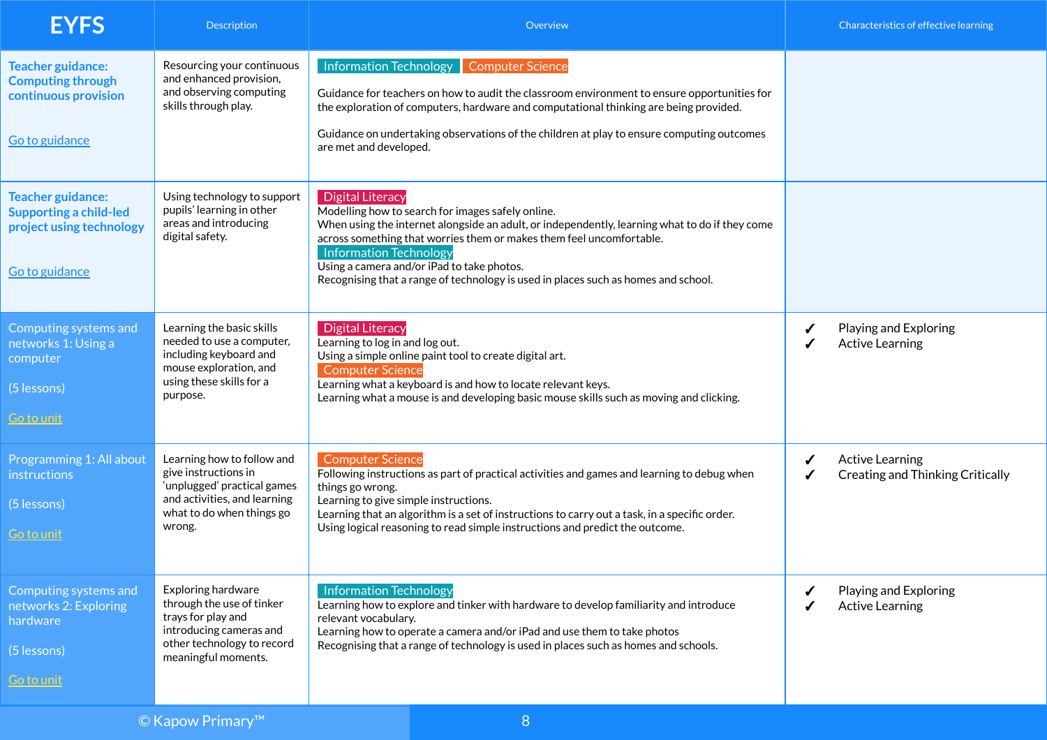| EYFS | Description | Overview | Characteristics of effective learning |
|---|---|---|---|
| **Teacher guidance: Computing through continuous provision**<br><br>Go to guidance | Resourcing your continuous and enhanced provision, and observing computing skills through play. | Information Technology Computer Science<br><br>Guidance for teachers on how to audit the classroom environment to ensure opportunities for the exploration of computers, hardware and computational thinking are being provided.<br><br>Guidance on undertaking observations of the children at play to ensure computing outcomes are met and developed. | |
| **Teacher guidance: Supporting a child-led project using technology**<br><br>Go to guidance | Using technology to support pupils' learning in other areas and introducing digital safety. | Digital Literacy<br>Modelling how to search for images safely online.<br>When using the internet alongside an adult, or independently, learning what to do if they come across something that worries them or makes them feel uncomfortable.<br>Information Technology<br>Using a camera and/or iPad to take photos.<br>Recognising that a range of technology is used in places such as homes and school. | |
| Computing systems and networks 1: Using a computer<br><br>(5 lessons)<br><br>Go to unit | Learning the basic skills needed to use a computer, including keyboard and mouse exploration, and using these skills for a purpose. | Digital Literacy<br>Learning to log in and log out.<br>Using a simple online paint tool to create digital art.<br>Computer Science<br>Learning what a keyboard is and how to locate relevant keys.<br>Learning what a mouse is and developing basic mouse skills such as moving and clicking. | ✓ Playing and Exploring<br>✓ Active Learning |
| Programming 1: All about instructions<br><br>(5 lessons)<br><br>Go to unit | Learning how to follow and give instructions in 'unplugged' practical games and activities, and learning what to do when things go wrong. | Computer Science<br>Following instructions as part of practical activities and games and learning to debug when things go wrong.<br>Learning to give simple instructions.<br>Learning that an algorithm is a set of instructions to carry out a task, in a specific order.<br>Using logical reasoning to read simple instructions and predict the outcome. | ✓ Active Learning<br>✓ Creating and Thinking Critically |
| Computing systems and networks 2: Exploring hardware<br><br>(5 lessons)<br><br>Go to unit | Exploring hardware through the use of tinker trays for play and introducing cameras and other technology to record meaningful moments. | Information Technology<br>Learning how to explore and tinker with hardware to develop familiarity and introduce relevant vocabulary.<br>Learning how to operate a camera and/or iPad and use them to take photos<br>Recognising that a range of technology is used in places such as homes and schools. | ✓ Playing and Exploring<br>✓ Active Learning |

© Kapow Primary™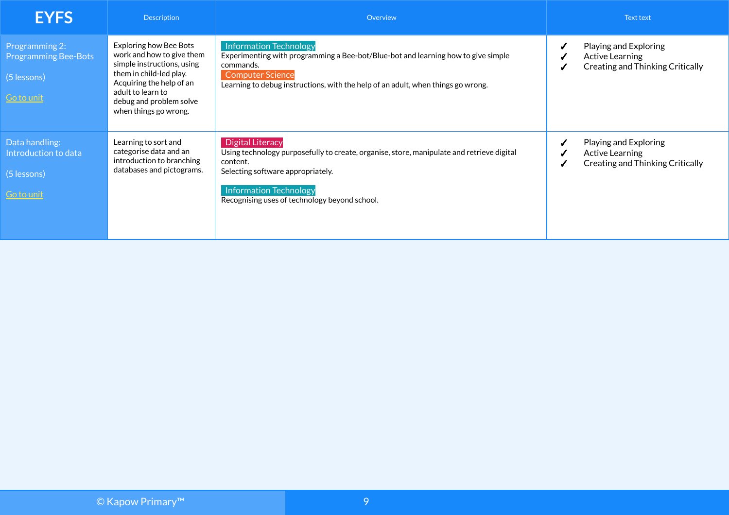| EYFS | Description | Overview | Text text |
| --- | --- | --- | --- |
| Programming 2: Programming Bee-Bots<br><br>(5 lessons)<br><br>Go to unit | Exploring how Bee Bots work and how to give them simple instructions, using them in child-led play. Acquiring the help of an adult to learn to debug and problem solve when things go wrong. | Information Technology<br>Experimenting with programming a Bee-bot/Blue-bot and learning how to give simple commands.<br>Computer Science<br>Learning to debug instructions, with the help of an adult, when things go wrong. | ✓ Playing and Exploring<br>✓ Active Learning<br>✓ Creating and Thinking Critically |
| Data handling: Introduction to data<br><br>(5 lessons)<br><br>Go to unit | Learning to sort and categorise data and an introduction to branching databases and pictograms. | Digital Literacy<br>Using technology purposefully to create, organise, store, manipulate and retrieve digital content.<br>Selecting software appropriately.<br><br>Information Technology<br>Recognising uses of technology beyond school. | ✓ Playing and Exploring<br>✓ Active Learning<br>✓ Creating and Thinking Critically |

© Kapow Primary™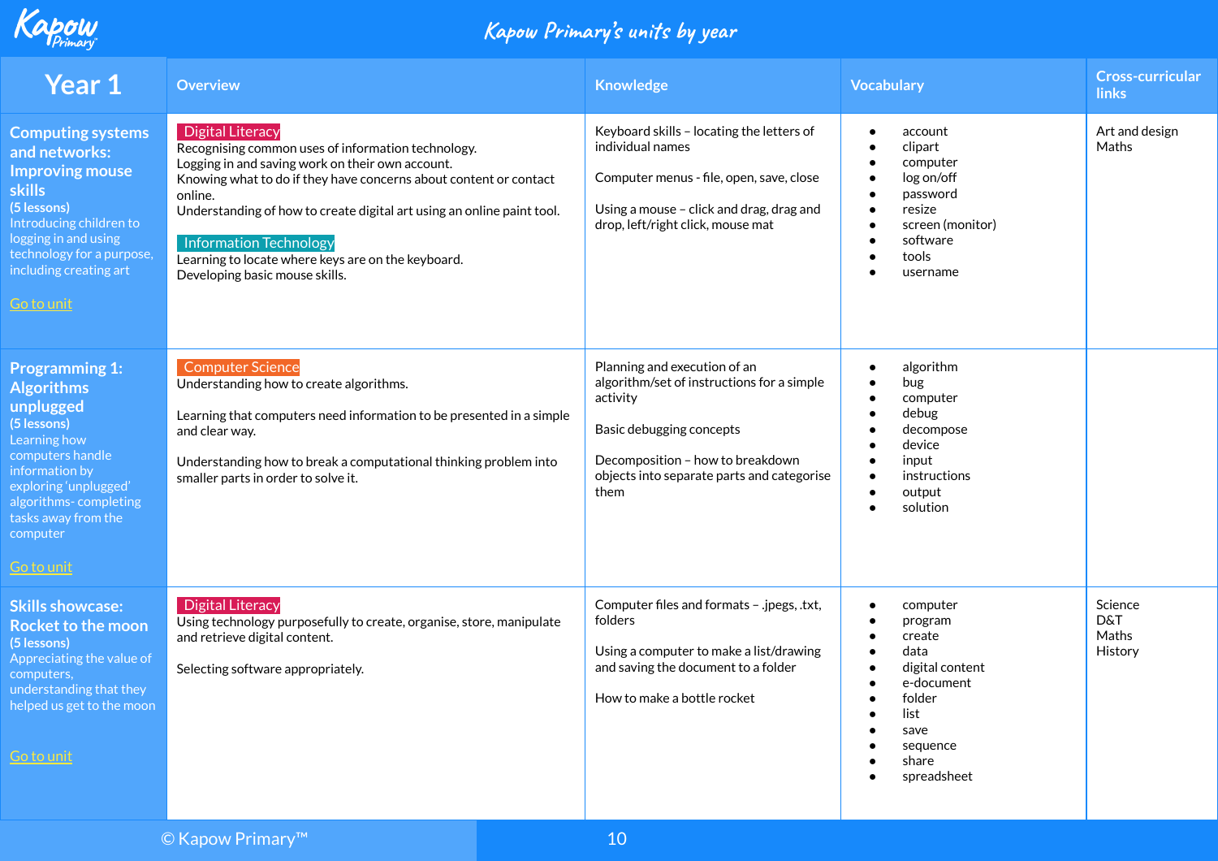# Kapow Primary's units by year

| Year 1 | Overview | Knowledge | Vocabulary | Cross-curricular links |
|---|---|---|---|---|
| **Computing systems and networks: Improving mouse skills** (5 lessons) Introducing children to logging in and using technology for a purpose, including creating art Go to unit | **Digital Literacy** Recognising common uses of information technology. Logging in and saving work on their own account. Knowing what to do if they have concerns about content or contact online. Understanding of how to create digital art using an online paint tool. **Information Technology** Learning to locate where keys are on the keyboard. Developing basic mouse skills. | Keyboard skills – locating the letters of individual names. Computer menus - file, open, save, close. Using a mouse – click and drag, drag and drop, left/right click, mouse mat | • account • clipart • computer • log on/off • password • resize • screen (monitor) • software • tools • username | Art and design Maths |
| **Programming 1: Algorithms unplugged** (5 lessons) Learning how computers handle information by exploring 'unplugged' algorithms- completing tasks away from the computer Go to unit | **Computer Science** Understanding how to create algorithms. Learning that computers need information to be presented in a simple and clear way. Understanding how to break a computational thinking problem into smaller parts in order to solve it. | Planning and execution of an algorithm/set of instructions for a simple activity. Basic debugging concepts. Decomposition – how to breakdown objects into separate parts and categorise them | • algorithm • bug • computer • debug • decompose • device • input • instructions • output • solution | |
| **Skills showcase: Rocket to the moon** (5 lessons) Appreciating the value of computers, understanding that they helped us get to the moon Go to unit | **Digital Literacy** Using technology purposefully to create, organise, store, manipulate and retrieve digital content. Selecting software appropriately. | Computer files and formats – .jpegs, .txt, folders. Using a computer to make a list/drawing and saving the document to a folder. How to make a bottle rocket | • computer • program • create • data • digital content • e-document • folder • list • save • sequence • share • spreadsheet | Science D&T Maths History |

© Kapow Primary™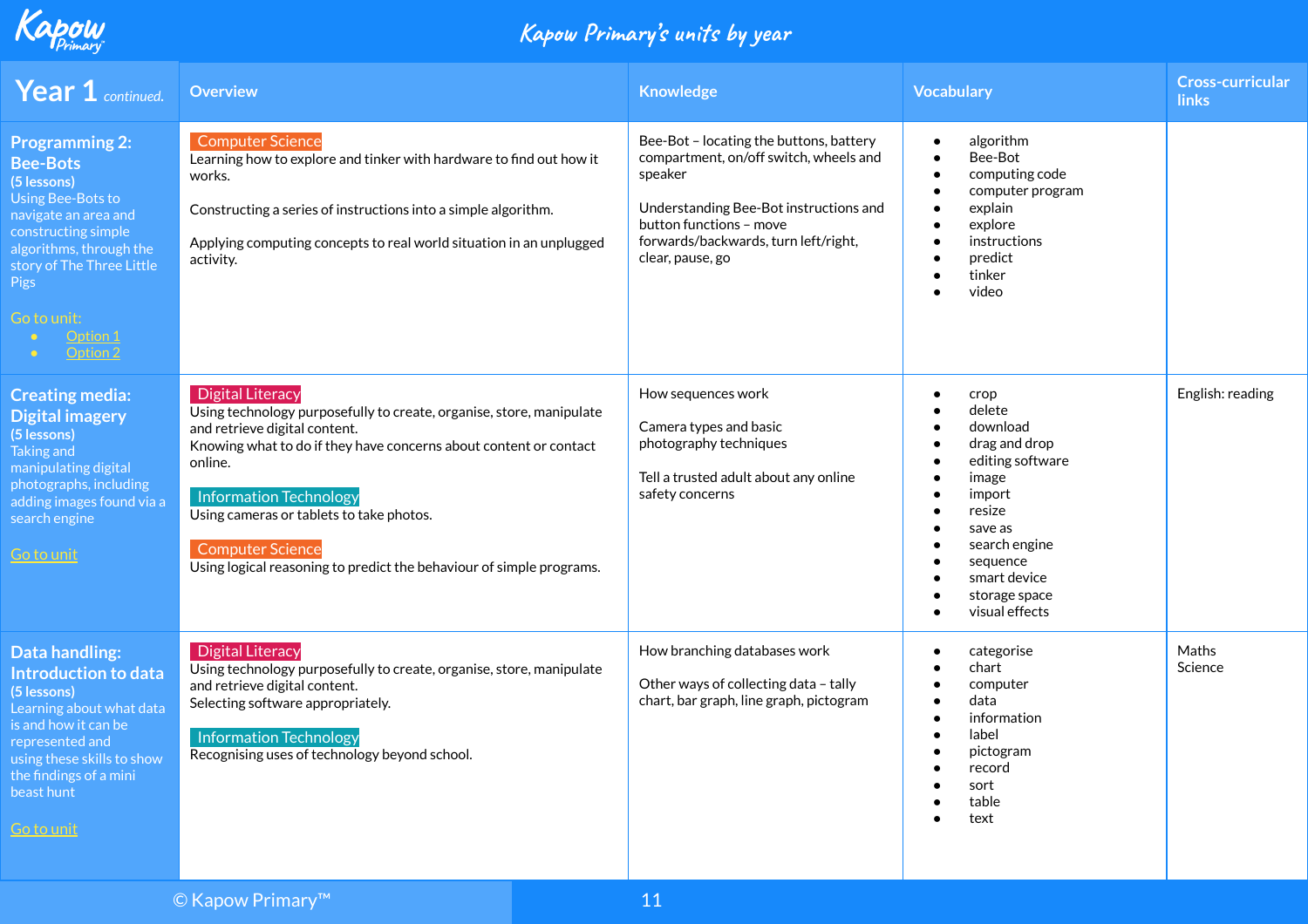# Kapow Primary's units by year

| Year 1 *continued.* | Overview | Knowledge | Vocabulary | Cross-curricular links |
|---|---|---|---|---|
| **Programming 2: Bee-Bots**<br>**(5 lessons)**<br>Using Bee-Bots to navigate an area and constructing simple algorithms, through the story of The Three Little Pigs<br><br>Go to unit:<br>• Option 1<br>• Option 2 | **Computer Science**<br>Learning how to explore and tinker with hardware to find out how it works.<br><br>Constructing a series of instructions into a simple algorithm.<br><br>Applying computing concepts to real world situation in an unplugged activity. | Bee-Bot – locating the buttons, battery compartment, on/off switch, wheels and speaker<br><br>Understanding Bee-Bot instructions and button functions – move forwards/backwards, turn left/right, clear, pause, go | • algorithm<br>• Bee-Bot<br>• computing code<br>• computer program<br>• explain<br>• explore<br>• instructions<br>• predict<br>• tinker<br>• video | |
| **Creating media: Digital imagery**<br>**(5 lessons)**<br>Taking and manipulating digital photographs, including adding images found via a search engine<br><br>Go to unit | **Digital Literacy**<br>Using technology purposefully to create, organise, store, manipulate and retrieve digital content.<br>Knowing what to do if they have concerns about content or contact online.<br><br>**Information Technology**<br>Using cameras or tablets to take photos.<br><br>**Computer Science**<br>Using logical reasoning to predict the behaviour of simple programs. | How sequences work<br><br>Camera types and basic photography techniques<br><br>Tell a trusted adult about any online safety concerns | • crop<br>• delete<br>• download<br>• drag and drop<br>• editing software<br>• image<br>• import<br>• resize<br>• save as<br>• search engine<br>• sequence<br>• smart device<br>• storage space<br>• visual effects | English: reading |
| **Data handling: Introduction to data**<br>**(5 lessons)**<br>Learning about what data is and how it can be represented and using these skills to show the findings of a mini beast hunt<br><br>Go to unit | **Digital Literacy**<br>Using technology purposefully to create, organise, store, manipulate and retrieve digital content.<br>Selecting software appropriately.<br><br>**Information Technology**<br>Recognising uses of technology beyond school. | How branching databases work<br><br>Other ways of collecting data – tally chart, bar graph, line graph, pictogram | • categorise<br>• chart<br>• computer<br>• data<br>• information<br>• label<br>• pictogram<br>• record<br>• sort<br>• table<br>• text | Maths<br>Science |

© Kapow Primary™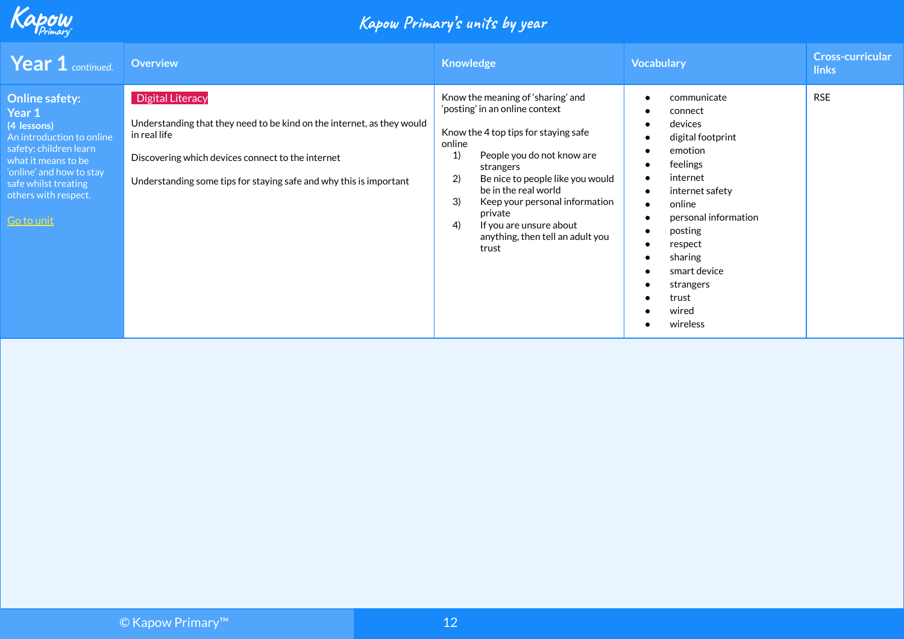# Kapow Primary's units by year

| Year 1 *continued.* | Overview | Knowledge | Vocabulary | Cross-curricular links |
| --- | --- | --- | --- | --- |
| **Online safety: Year 1** **(4 lessons)** An introduction to online safety: children learn what it means to be 'online' and how to stay safe whilst treating others with respect. [Go to unit] | Digital Literacy<br><br>Understanding that they need to be kind on the internet, as they would in real life<br><br>Discovering which devices connect to the internet<br><br>Understanding some tips for staying safe and why this is important | Know the meaning of 'sharing' and 'posting' in an online context<br><br>Know the 4 top tips for staying safe online<br>1) People you do not know are strangers<br>2) Be nice to people like you would be in the real world<br>3) Keep your personal information private<br>4) If you are unsure about anything, then tell an adult you trust | • communicate<br>• connect<br>• devices<br>• digital footprint<br>• emotion<br>• feelings<br>• internet<br>• internet safety<br>• online<br>• personal information<br>• posting<br>• respect<br>• sharing<br>• smart device<br>• strangers<br>• trust<br>• wired<br>• wireless | RSE |

© Kapow Primary™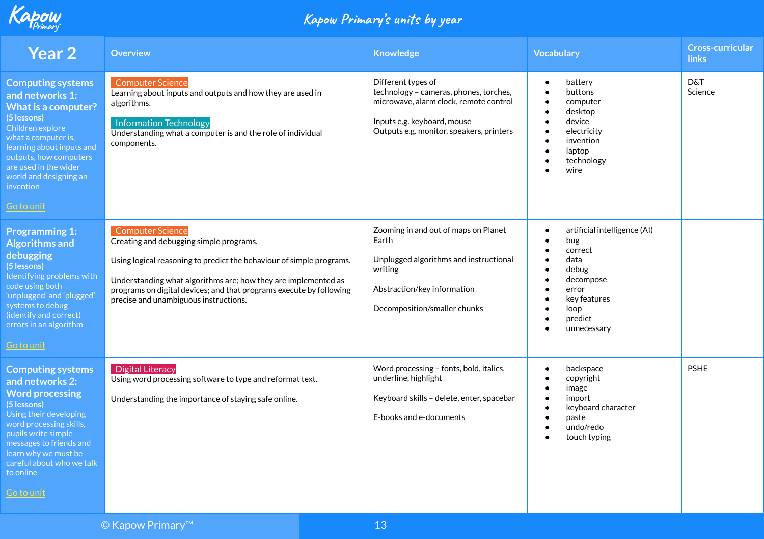# Kapow Primary's units by year

| Year 2 | Overview | Knowledge | Vocabulary | Cross-curricular links |
| --- | --- | --- | --- | --- |
| **Computing systems and networks 1: What is a computer?** (5 lessons) Children explore what a computer is, learning about inputs and outputs, how computers are used in the wider world and designing an invention<br><br>Go to unit | Computer Science<br>Learning about inputs and outputs and how they are used in algorithms.<br><br>Information Technology<br>Understanding what a computer is and the role of individual components. | Different types of technology – cameras, phones, torches, microwave, alarm clock, remote control<br><br>Inputs e.g. keyboard, mouse<br>Outputs e.g. monitor, speakers, printers | • battery<br>• buttons<br>• computer<br>• desktop<br>• device<br>• electricity<br>• invention<br>• laptop<br>• technology<br>• wire | D&T<br>Science |
| **Programming 1: Algorithms and debugging** (5 lessons) Identifying problems with code using both 'unplugged' and 'plugged' systems to debug (identify and correct) errors in an algorithm<br><br>Go to unit | Computer Science<br>Creating and debugging simple programs.<br><br>Using logical reasoning to predict the behaviour of simple programs.<br><br>Understanding what algorithms are; how they are implemented as programs on digital devices; and that programs execute by following precise and unambiguous instructions. | Zooming in and out of maps on Planet Earth<br><br>Unplugged algorithms and instructional writing<br><br>Abstraction/key information<br><br>Decomposition/smaller chunks | • artificial intelligence (AI)<br>• bug<br>• correct<br>• data<br>• debug<br>• decompose<br>• error<br>• key features<br>• loop<br>• predict<br>• unnecessary | |
| **Computing systems and networks 2: Word processing** (5 lessons) Using their developing word processing skills, pupils write simple messages to friends and learn why we must be careful about who we talk to online<br><br>Go to unit | Digital Literacy<br>Using word processing software to type and reformat text.<br><br>Understanding the importance of staying safe online. | Word processing – fonts, bold, italics, underline, highlight<br><br>Keyboard skills – delete, enter, spacebar<br><br>E-books and e-documents | • backspace<br>• copyright<br>• image<br>• import<br>• keyboard character<br>• paste<br>• undo/redo<br>• touch typing | PSHE |

© Kapow Primary™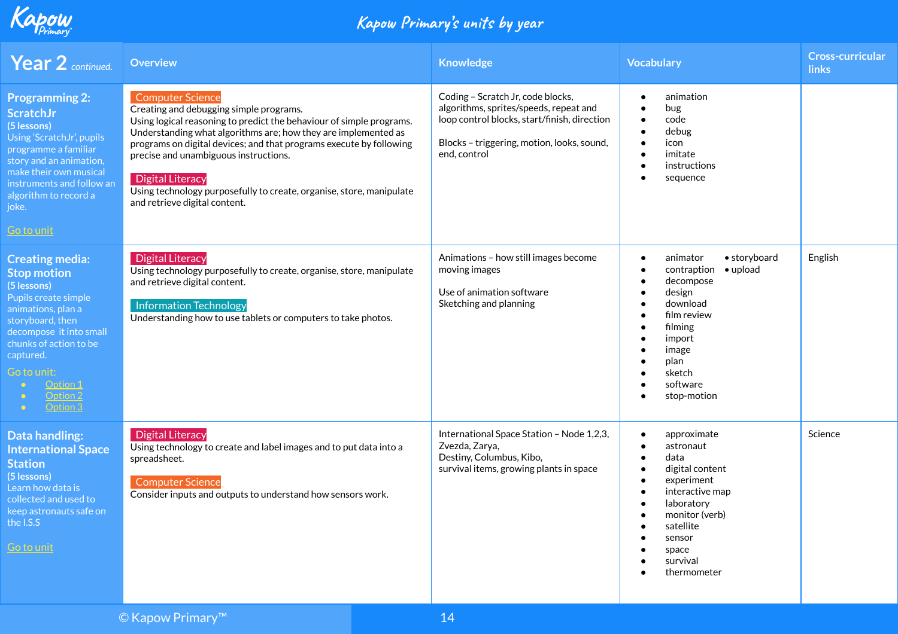# Kapow Primary's units by year

| Year 2 *continued.* | Overview | Knowledge | Vocabulary | Cross-curricular links |
|---|---|---|---|---|
| **Programming 2: ScratchJr** **(5 lessons)** Using 'ScratchJr', pupils programme a familiar story and an animation, make their own musical instruments and follow an algorithm to record a joke. Go to unit | **Computer Science** Creating and debugging simple programs. Using logical reasoning to predict the behaviour of simple programs. Understanding what algorithms are; how they are implemented as programs on digital devices; and that programs execute by following precise and unambiguous instructions. **Digital Literacy** Using technology purposefully to create, organise, store, manipulate and retrieve digital content. | Coding – Scratch Jr, code blocks, algorithms, sprites/speeds, repeat and loop control blocks, start/finish, direction Blocks – triggering, motion, looks, sound, end, control | • animation • bug • code • debug • icon • imitate • instructions • sequence | |
| **Creating media: Stop motion** **(5 lessons)** Pupils create simple animations, plan a storyboard, then decompose it into small chunks of action to be captured. Go to unit: • Option 1 • Option 2 • Option 3 | **Digital Literacy** Using technology purposefully to create, organise, store, manipulate and retrieve digital content. **Information Technology** Understanding how to use tablets or computers to take photos. | Animations – how still images become moving images Use of animation software Sketching and planning | • animator • contraption • decompose • design • download • film review • filming • import • image • plan • sketch • software • stop-motion • storyboard • upload | English |
| **Data handling: International Space Station** **(5 lessons)** Learn how data is collected and used to keep astronauts safe on the I.S.S Go to unit | **Digital Literacy** Using technology to create and label images and to put data into a spreadsheet. **Computer Science** Consider inputs and outputs to understand how sensors work. | International Space Station – Node 1,2,3, Zvezda, Zarya, Destiny, Columbus, Kibo, survival items, growing plants in space | • approximate • astronaut • data • digital content • experiment • interactive map • laboratory • monitor (verb) • satellite • sensor • space • survival • thermometer | Science |

© Kapow Primary™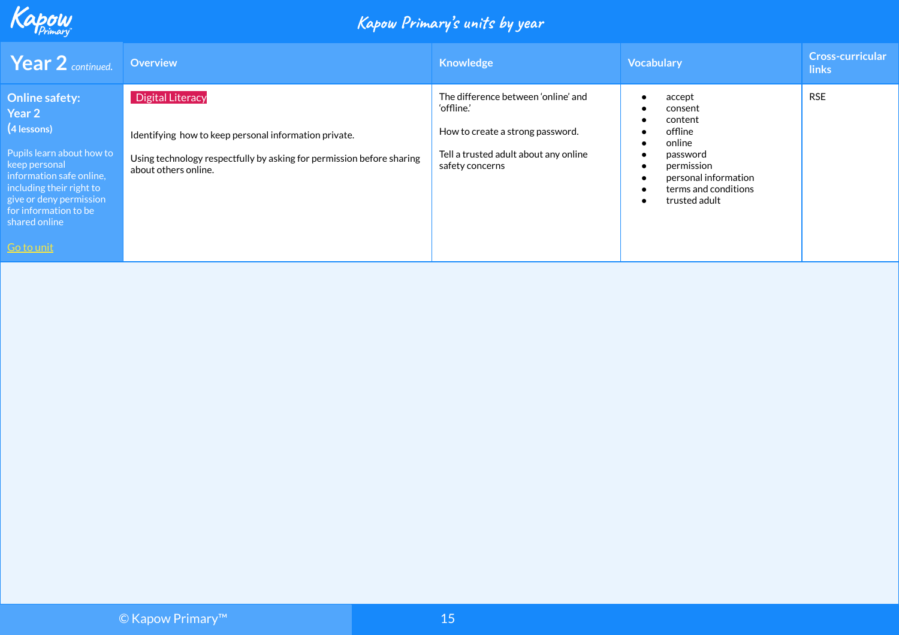| Year 2 *continued.* | Overview | Knowledge | Vocabulary | Cross-curricular links |
|---|---|---|---|---|
| **Online safety: Year 2** (4 lessons) Pupils learn about how to keep personal information safe online, including their right to give or deny permission for information to be shared online. Go to unit | Digital Literacy<br><br>Identifying how to keep personal information private.<br><br>Using technology respectfully by asking for permission before sharing about others online. | The difference between 'online' and 'offline.'<br><br>How to create a strong password.<br><br>Tell a trusted adult about any online safety concerns | • accept<br>• consent<br>• content<br>• offline<br>• online<br>• password<br>• permission<br>• personal information<br>• terms and conditions<br>• trusted adult | RSE |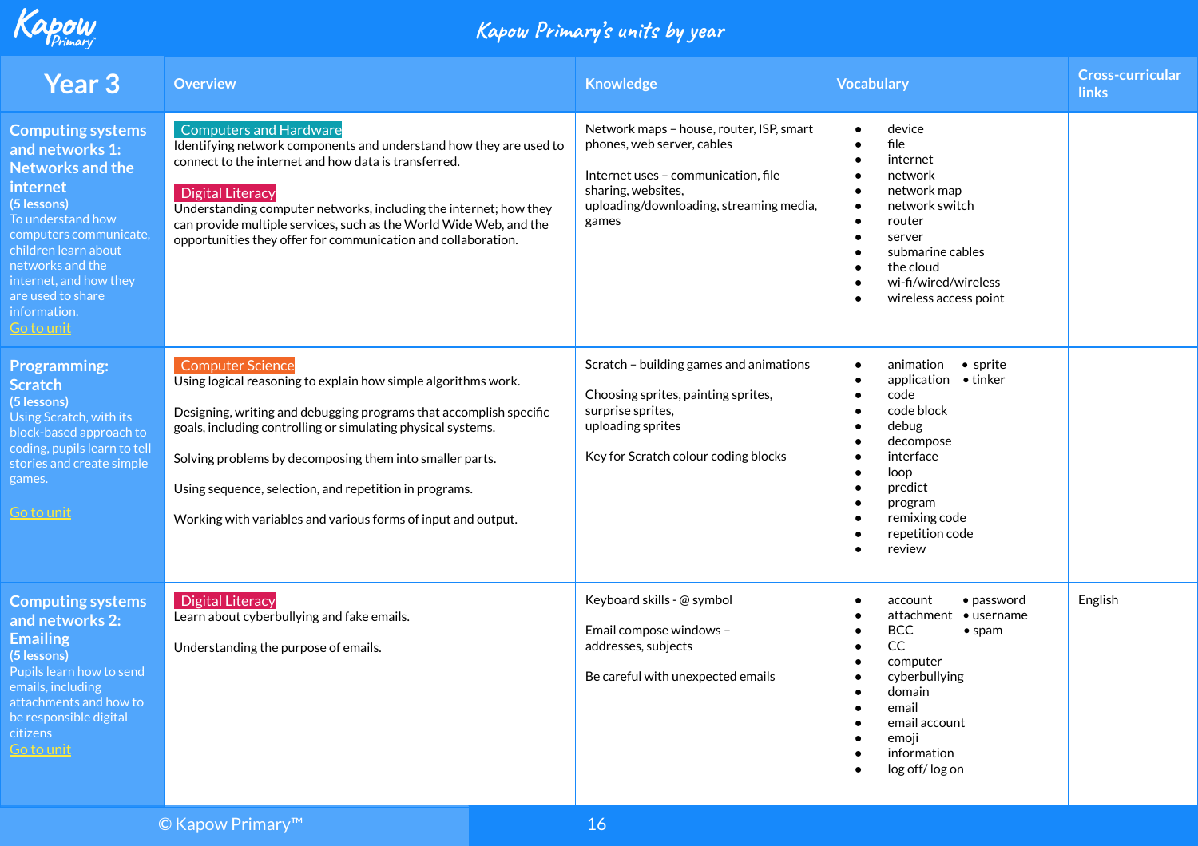# Kapow Primary's units by year

| Year 3 | Overview | Knowledge | Vocabulary | Cross-curricular links |
|---|---|---|---|---|
| **Computing systems and networks 1: Networks and the internet** **(5 lessons)** To understand how computers communicate, children learn about networks and the internet, and how they are used to share information. Go to unit | **Computers and Hardware** Identifying network components and understand how they are used to connect to the internet and how data is transferred. **Digital Literacy** Understanding computer networks, including the internet; how they can provide multiple services, such as the World Wide Web, and the opportunities they offer for communication and collaboration. | Network maps – house, router, ISP, smart phones, web server, cables<br><br>Internet uses – communication, file sharing, websites, uploading/downloading, streaming media, games | • device<br>• file<br>• internet<br>• network<br>• network map<br>• network switch<br>• router<br>• server<br>• submarine cables<br>• the cloud<br>• wi-fi/wired/wireless<br>• wireless access point | |
| **Programming: Scratch** **(5 lessons)** Using Scratch, with its block-based approach to coding, pupils learn to tell stories and create simple games. Go to unit | **Computer Science** Using logical reasoning to explain how simple algorithms work.<br><br>Designing, writing and debugging programs that accomplish specific goals, including controlling or simulating physical systems.<br><br>Solving problems by decomposing them into smaller parts.<br><br>Using sequence, selection, and repetition in programs.<br><br>Working with variables and various forms of input and output. | Scratch – building games and animations<br><br>Choosing sprites, painting sprites, surprise sprites, uploading sprites<br><br>Key for Scratch colour coding blocks | • animation<br>• application<br>• code<br>• code block<br>• debug<br>• decompose<br>• interface<br>• loop<br>• predict<br>• program<br>• remixing code<br>• repetition code<br>• review<br>• sprite<br>• tinker | |
| **Computing systems and networks 2: Emailing** **(5 lessons)** Pupils learn how to send emails, including attachments and how to be responsible digital citizens Go to unit | **Digital Literacy** Learn about cyberbullying and fake emails.<br><br>Understanding the purpose of emails. | Keyboard skills - @ symbol<br><br>Email compose windows – addresses, subjects<br><br>Be careful with unexpected emails | • account<br>• attachment<br>• BCC<br>• CC<br>• computer<br>• cyberbullying<br>• domain<br>• email<br>• email account<br>• emoji<br>• information<br>• log off/ log on<br>• password<br>• username<br>• spam | English |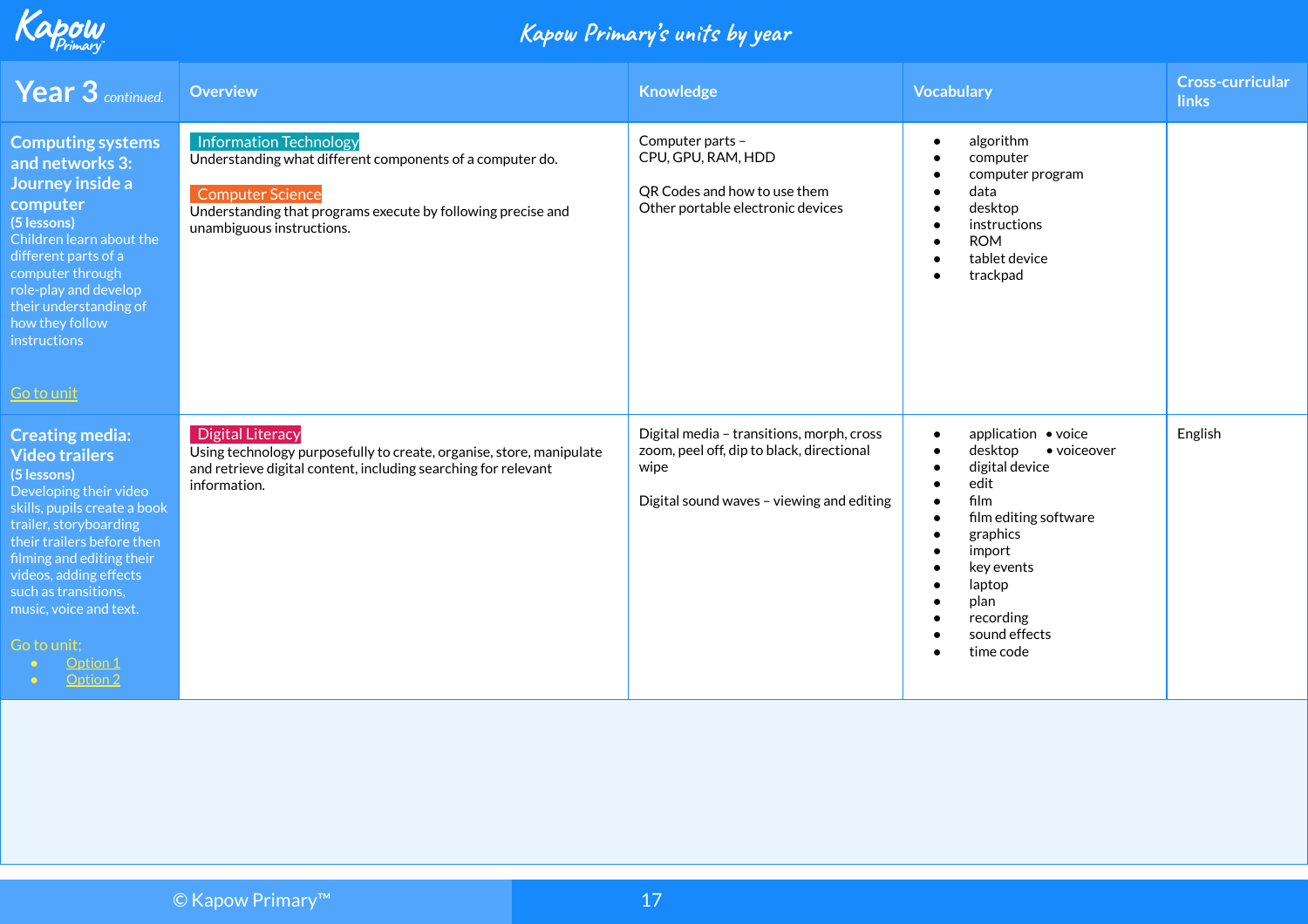| Year 3 *continued.* | Overview | Knowledge | Vocabulary | Cross-curricular links |
|---|---|---|---|---|
| **Computing systems and networks 3: Journey inside a computer**<br>**(5 lessons)**<br>Children learn about the different parts of a computer through role-play and develop their understanding of how they follow instructions<br><br>Go to unit | Information Technology<br>Understanding what different components of a computer do.<br><br>Computer Science<br>Understanding that programs execute by following precise and unambiguous instructions. | Computer parts – CPU, GPU, RAM, HDD<br><br>QR Codes and how to use them<br>Other portable electronic devices | • algorithm<br>• computer<br>• computer program<br>• data<br>• desktop<br>• instructions<br>• ROM<br>• tablet device<br>• trackpad | |
| **Creating media: Video trailers**<br>**(5 lessons)**<br>Developing their video skills, pupils create a book trailer, storyboarding their trailers before then filming and editing their videos, adding effects such as transitions, music, voice and text.<br><br>Go to unit;<br>• Option 1<br>• Option 2 | Digital Literacy<br>Using technology purposefully to create, organise, store, manipulate and retrieve digital content, including searching for relevant information. | Digital media – transitions, morph, cross zoom, peel off, dip to black, directional wipe<br><br>Digital sound waves – viewing and editing | • application<br>• desktop<br>• digital device<br>• edit<br>• film<br>• film editing software<br>• graphics<br>• import<br>• key events<br>• laptop<br>• plan<br>• recording<br>• sound effects<br>• time code<br>• voice<br>• voiceover | English |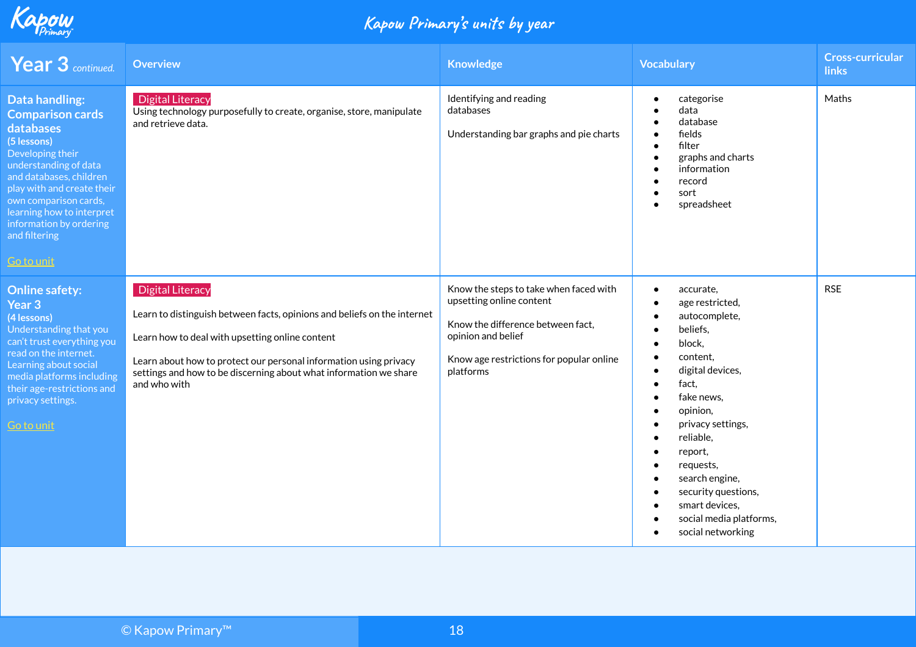# Kapow Primary's units by year

| Year 3 *continued.* | Overview | Knowledge | Vocabulary | Cross-curricular links |
|---|---|---|---|---|
| **Data handling: Comparison cards databases** **(5 lessons)** Developing their understanding of data and databases, children play with and create their own comparison cards, learning how to interpret information by ordering and filtering<br><br>Go to unit | Digital Literacy<br>Using technology purposefully to create, organise, store, manipulate and retrieve data. | Identifying and reading databases<br><br>Understanding bar graphs and pie charts | • categorise<br>• data<br>• database<br>• fields<br>• filter<br>• graphs and charts<br>• information<br>• record<br>• sort<br>• spreadsheet | Maths |
| **Online safety: Year 3** **(4 lessons)** Understanding that you can't trust everything you read on the internet. Learning about social media platforms including their age-restrictions and privacy settings.<br><br>Go to unit | Digital Literacy<br><br>Learn to distinguish between facts, opinions and beliefs on the internet<br><br>Learn how to deal with upsetting online content<br><br>Learn about how to protect our personal information using privacy settings and how to be discerning about what information we share and who with | Know the steps to take when faced with upsetting online content<br><br>Know the difference between fact, opinion and belief<br><br>Know age restrictions for popular online platforms | • accurate,<br>• age restricted,<br>• autocomplete,<br>• beliefs,<br>• block,<br>• content,<br>• digital devices,<br>• fact,<br>• fake news,<br>• opinion,<br>• privacy settings,<br>• reliable,<br>• report,<br>• requests,<br>• search engine,<br>• security questions,<br>• smart devices,<br>• social media platforms,<br>• social networking | RSE |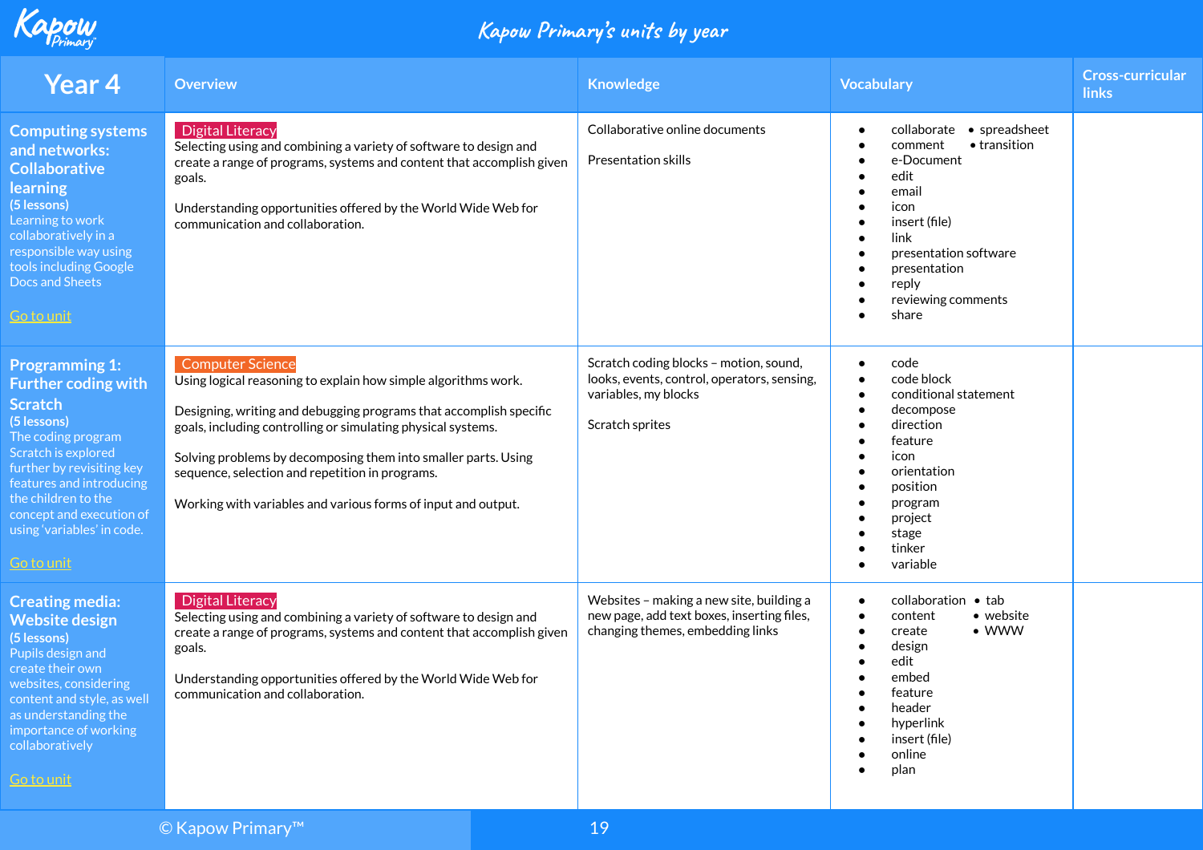# Kapow Primary's units by year

| Year 4 | Overview | Knowledge | Vocabulary | Cross-curricular links |
|---|---|---|---|---|
| **Computing systems and networks: Collaborative learning** (5 lessons) Learning to work collaboratively in a responsible way using tools including Google Docs and Sheets [Go to unit] | Digital Literacy<br>Selecting using and combining a variety of software to design and create a range of programs, systems and content that accomplish given goals.<br><br>Understanding opportunities offered by the World Wide Web for communication and collaboration. | Collaborative online documents<br><br>Presentation skills | • collaborate<br>• comment<br>• e-Document<br>• edit<br>• email<br>• icon<br>• insert (file)<br>• link<br>• presentation software<br>• presentation<br>• reply<br>• reviewing comments<br>• share<br>• spreadsheet<br>• transition | |
| **Programming 1: Further coding with Scratch** (5 lessons) The coding program Scratch is explored further by revisiting key features and introducing the children to the concept and execution of using 'variables' in code. [Go to unit] | Computer Science<br>Using logical reasoning to explain how simple algorithms work.<br><br>Designing, writing and debugging programs that accomplish specific goals, including controlling or simulating physical systems.<br><br>Solving problems by decomposing them into smaller parts. Using sequence, selection and repetition in programs.<br><br>Working with variables and various forms of input and output. | Scratch coding blocks – motion, sound, looks, events, control, operators, sensing, variables, my blocks<br><br>Scratch sprites | • code<br>• code block<br>• conditional statement<br>• decompose<br>• direction<br>• feature<br>• icon<br>• orientation<br>• position<br>• program<br>• project<br>• stage<br>• tinker<br>• variable | |
| **Creating media: Website design** (5 lessons) Pupils design and create their own websites, considering content and style, as well as understanding the importance of working collaboratively [Go to unit] | Digital Literacy<br>Selecting using and combining a variety of software to design and create a range of programs, systems and content that accomplish given goals.<br><br>Understanding opportunities offered by the World Wide Web for communication and collaboration. | Websites – making a new site, building a new page, add text boxes, inserting files, changing themes, embedding links | • collaboration<br>• content<br>• create<br>• design<br>• edit<br>• embed<br>• feature<br>• header<br>• hyperlink<br>• insert (file)<br>• online<br>• plan<br>• tab<br>• website<br>• WWW | |

© Kapow Primary™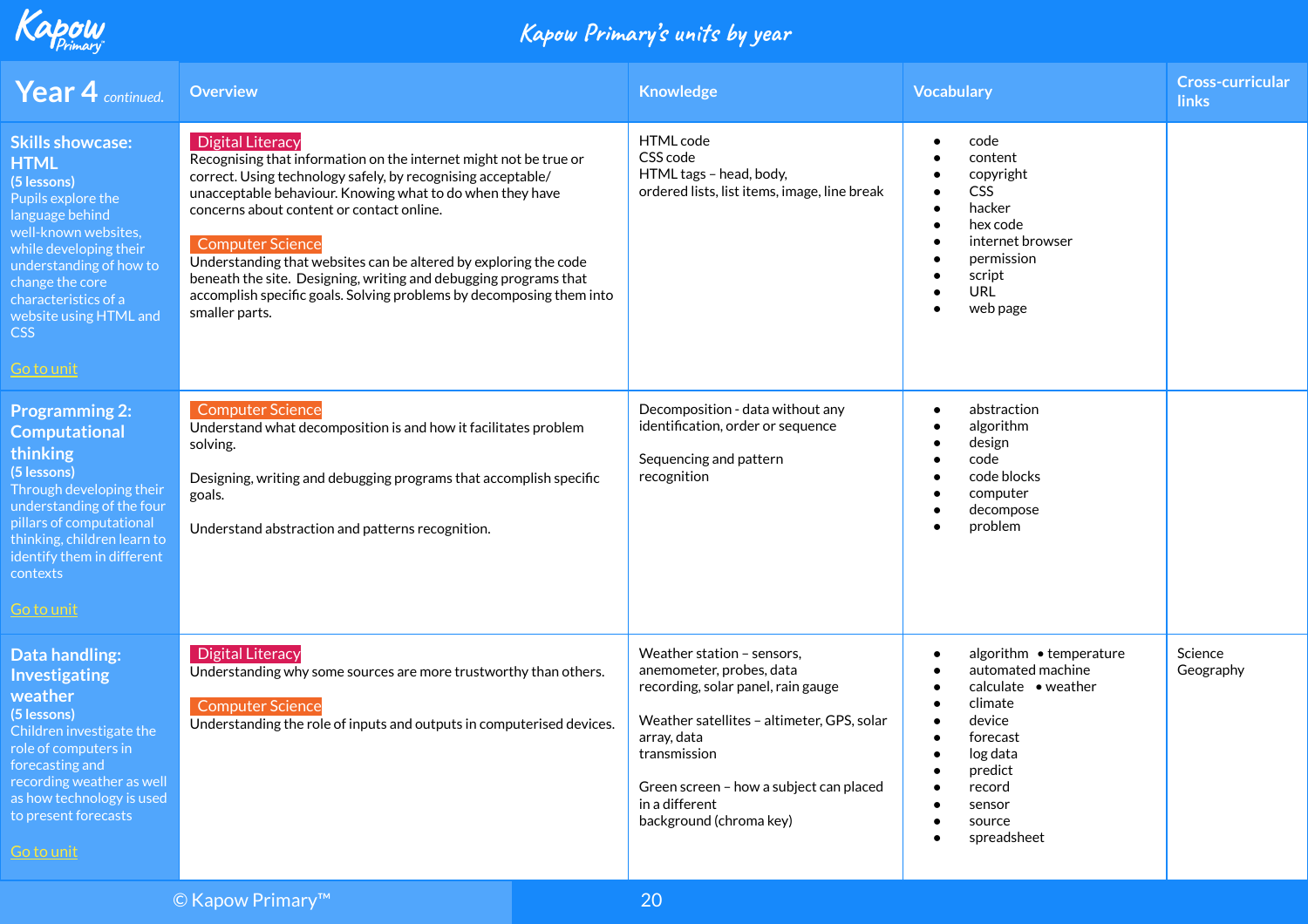# Kapow Primary's units by year

| Year 4 *continued.* | Overview | Knowledge | Vocabulary | Cross-curricular links |
|---|---|---|---|---|
| **Skills showcase: HTML** (5 lessons) Pupils explore the language behind well-known websites, while developing their understanding of how to change the core characteristics of a website using HTML and CSS [Go to unit] | **Digital Literacy** Recognising that information on the internet might not be true or correct. Using technology safely, by recognising acceptable/ unacceptable behaviour. Knowing what to do when they have concerns about content or contact online. **Computer Science** Understanding that websites can be altered by exploring the code beneath the site. Designing, writing and debugging programs that accomplish specific goals. Solving problems by decomposing them into smaller parts. | HTML code CSS code HTML tags – head, body, ordered lists, list items, image, line break | • code • content • copyright • CSS • hacker • hex code • internet browser • permission • script • URL • web page | |
| **Programming 2: Computational thinking** (5 lessons) Through developing their understanding of the four pillars of computational thinking, children learn to identify them in different contexts [Go to unit] | **Computer Science** Understand what decomposition is and how it facilitates problem solving. Designing, writing and debugging programs that accomplish specific goals. Understand abstraction and patterns recognition. | Decomposition - data without any identification, order or sequence Sequencing and pattern recognition | • abstraction • algorithm • design • code • code blocks • computer • decompose • problem | |
| **Data handling: Investigating weather** (5 lessons) Children investigate the role of computers in forecasting and recording weather as well as how technology is used to present forecasts [Go to unit] | **Digital Literacy** Understanding why some sources are more trustworthy than others. **Computer Science** Understanding the role of inputs and outputs in computerised devices. | Weather station – sensors, anemometer, probes, data recording, solar panel, rain gauge Weather satellites – altimeter, GPS, solar array, data transmission Green screen – how a subject can placed in a different background (chroma key) | • algorithm • temperature • automated machine • calculate • weather • climate • device • forecast • log data • predict • record • sensor • source • spreadsheet | Science Geography |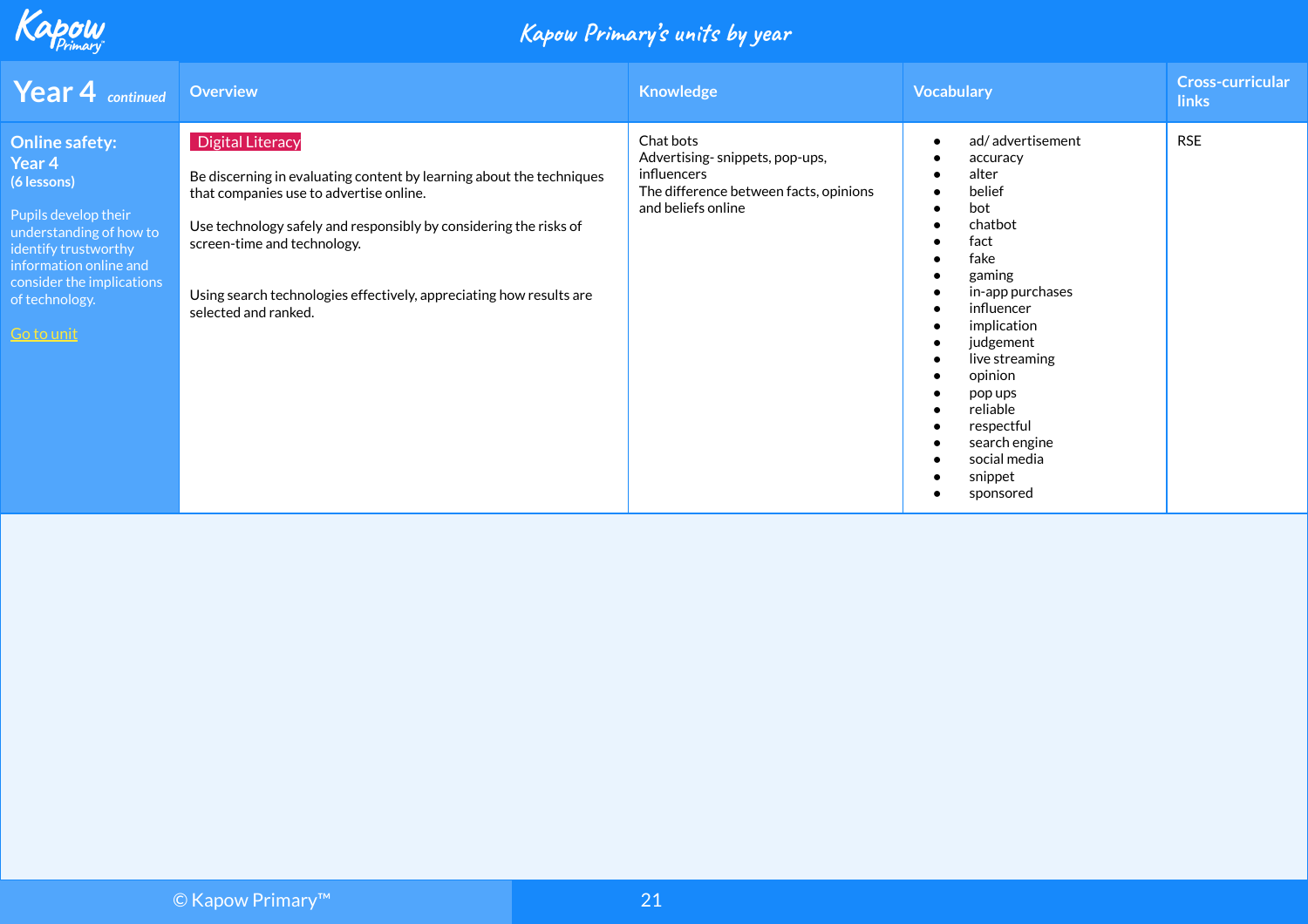# Kapow Primary's units by year

| Year 4 *continued* | Overview | Knowledge | Vocabulary | Cross-curricular links |
|---|---|---|---|---|
| **Online safety: Year 4** **(6 lessons)**<br><br>Pupils develop their understanding of how to identify trustworthy information online and consider the implications of technology.<br><br>Go to unit | Digital Literacy<br><br>Be discerning in evaluating content by learning about the techniques that companies use to advertise online.<br><br>Use technology safely and responsibly by considering the risks of screen-time and technology.<br><br>Using search technologies effectively, appreciating how results are selected and ranked. | Chat bots<br>Advertising- snippets, pop-ups, influencers<br>The difference between facts, opinions and beliefs online | • ad/ advertisement<br>• accuracy<br>• alter<br>• belief<br>• bot<br>• chatbot<br>• fact<br>• fake<br>• gaming<br>• in-app purchases<br>• influencer<br>• implication<br>• judgement<br>• live streaming<br>• opinion<br>• pop ups<br>• reliable<br>• respectful<br>• search engine<br>• social media<br>• snippet<br>• sponsored | RSE |

© Kapow Primary™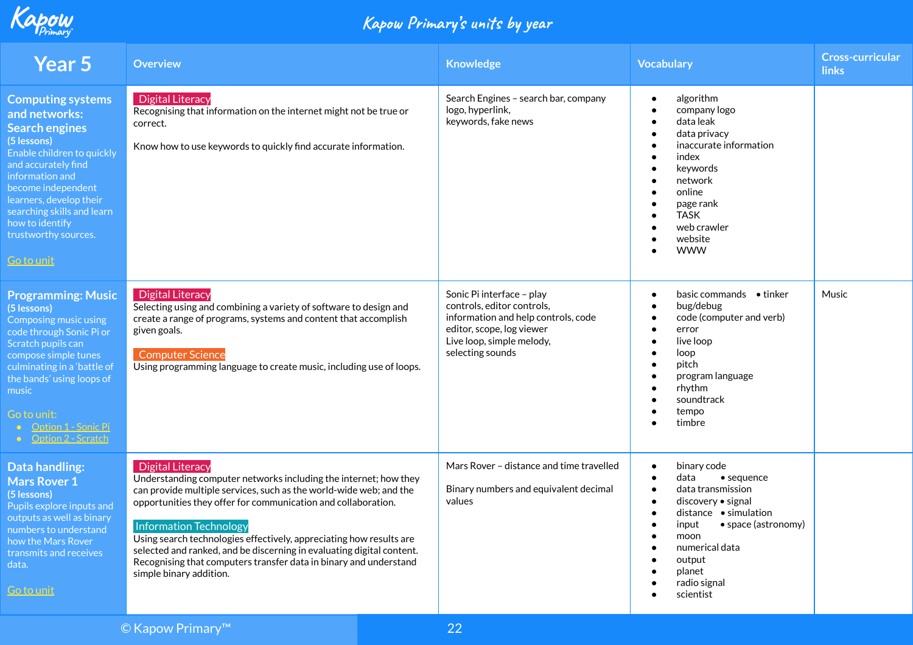# Kapow Primary's units by year

| Year 5 | Overview | Knowledge | Vocabulary | Cross-curricular links |
|---|---|---|---|---|
| **Computing systems and networks: Search engines** (5 lessons) Enable children to quickly and accurately find information and become independent learners, develop their searching skills and learn how to identify trustworthy sources. [Go to unit] | **Digital Literacy** Recognising that information on the internet might not be true or correct. Know how to use keywords to quickly find accurate information. | Search Engines – search bar, company logo, hyperlink, keywords, fake news | • algorithm • company logo • data leak • data privacy • inaccurate information • index • keywords • network • online • page rank • TASK • web crawler • website • WWW | |
| **Programming: Music** (5 lessons) Composing music using code through Sonic Pi or Scratch pupils can compose simple tunes culminating in a 'battle of the bands' using loops of music. Go to unit: • Option 1 - Sonic Pi • Option 2 - Scratch | **Digital Literacy** Selecting using and combining a variety of software to design and create a range of programs, systems and content that accomplish given goals. **Computer Science** Using programming language to create music, including use of loops. | Sonic Pi interface – play controls, editor controls, information and help controls, code editor, scope, log viewer Live loop, simple melody, selecting sounds | • basic commands • tinker • bug/debug • code (computer and verb) • error • live loop • loop • pitch • program language • rhythm • soundtrack • tempo • timbre | Music |
| **Data handling: Mars Rover 1** (5 lessons) Pupils explore inputs and outputs as well as binary numbers to understand how the Mars Rover transmits and receives data. [Go to unit] | **Digital Literacy** Understanding computer networks including the internet; how they can provide multiple services, such as the world-wide web; and the opportunities they offer for communication and collaboration. **Information Technology** Using search technologies effectively, appreciating how results are selected and ranked, and be discerning in evaluating digital content. Recognising that computers transfer data in binary and understand simple binary addition. | Mars Rover – distance and time travelled Binary numbers and equivalent decimal values | • binary code • data • sequence • data transmission • discovery • signal • distance • simulation • input • space (astronomy) • moon • numerical data • output • planet • radio signal • scientist | |

© Kapow Primary™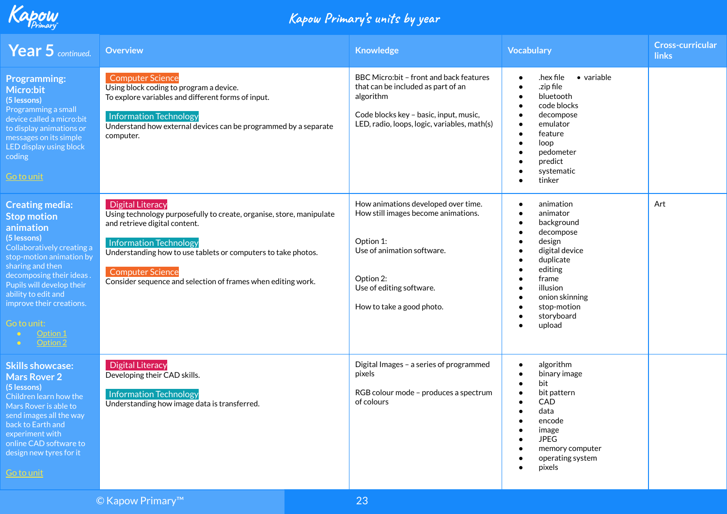# Kapow Primary's units by year

| Year 5 *continued.* | Overview | Knowledge | Vocabulary | Cross-curricular links |
| --- | --- | --- | --- | --- |
| **Programming: Micro:bit**<br>**(5 lessons)**<br>Programming a small device called a micro:bit to display animations or messages on its simple LED display using block coding<br><br>Go to unit | **Computer Science**<br>Using block coding to program a device.<br>To explore variables and different forms of input.<br><br>**Information Technology**<br>Understand how external devices can be programmed by a separate computer. | BBC Micro:bit – front and back features that can be included as part of an algorithm<br><br>Code blocks key – basic, input, music, LED, radio, loops, logic, variables, math(s) | • .hex file<br>• .zip file<br>• bluetooth<br>• code blocks<br>• decompose<br>• emulator<br>• feature<br>• loop<br>• pedometer<br>• predict<br>• systematic<br>• tinker<br>• variable | |
| **Creating media: Stop motion animation**<br>**(5 lessons)**<br>Collaboratively creating a stop-motion animation by sharing and then decomposing their ideas . Pupils will develop their ability to edit and improve their creations.<br><br>Go to unit:<br>• Option 1<br>• Option 2 | **Digital Literacy**<br>Using technology purposefully to create, organise, store, manipulate and retrieve digital content.<br><br>**Information Technology**<br>Understanding how to use tablets or computers to take photos.<br><br>**Computer Science**<br>Consider sequence and selection of frames when editing work. | How animations developed over time.<br>How still images become animations.<br><br>Option 1:<br>Use of animation software.<br><br>Option 2:<br>Use of editing software.<br><br>How to take a good photo. | • animation<br>• animator<br>• background<br>• decompose<br>• design<br>• digital device<br>• duplicate<br>• editing<br>• frame<br>• illusion<br>• onion skinning<br>• stop-motion<br>• storyboard<br>• upload | Art |
| **Skills showcase: Mars Rover 2**<br>**(5 lessons)**<br>Children learn how the Mars Rover is able to send images all the way back to Earth and experiment with online CAD software to design new tyres for it<br><br>Go to unit | **Digital Literacy**<br>Developing their CAD skills.<br><br>**Information Technology**<br>Understanding how image data is transferred. | Digital Images – a series of programmed pixels<br><br>RGB colour mode – produces a spectrum of colours | • algorithm<br>• binary image<br>• bit<br>• bit pattern<br>• CAD<br>• data<br>• encode<br>• image<br>• JPEG<br>• memory computer<br>• operating system<br>• pixels | |

© Kapow Primary™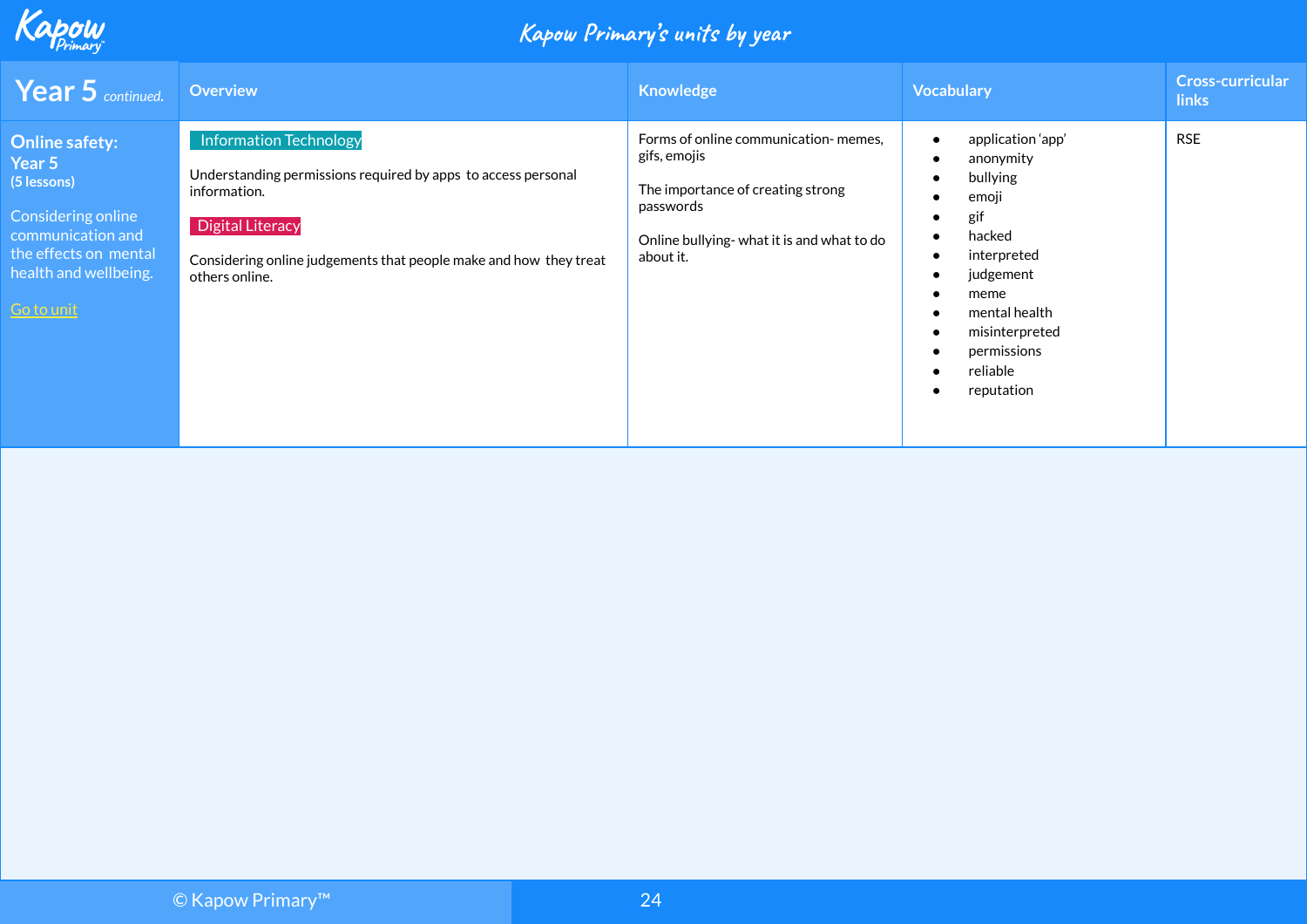# Kapow Primary's units by year

| Year 5 *continued.* | Overview | Knowledge | Vocabulary | Cross-curricular links |
|---|---|---|---|---|
| **Online safety: Year 5** **(5 lessons)**<br><br>Considering online communication and the effects on mental health and wellbeing.<br><br>Go to unit | Information Technology<br><br>Understanding permissions required by apps to access personal information.<br><br>Digital Literacy<br><br>Considering online judgements that people make and how they treat others online. | Forms of online communication- memes, gifs, emojis<br><br>The importance of creating strong passwords<br><br>Online bullying- what it is and what to do about it. | • application 'app'<br>• anonymity<br>• bullying<br>• emoji<br>• gif<br>• hacked<br>• interpreted<br>• judgement<br>• meme<br>• mental health<br>• misinterpreted<br>• permissions<br>• reliable<br>• reputation | RSE |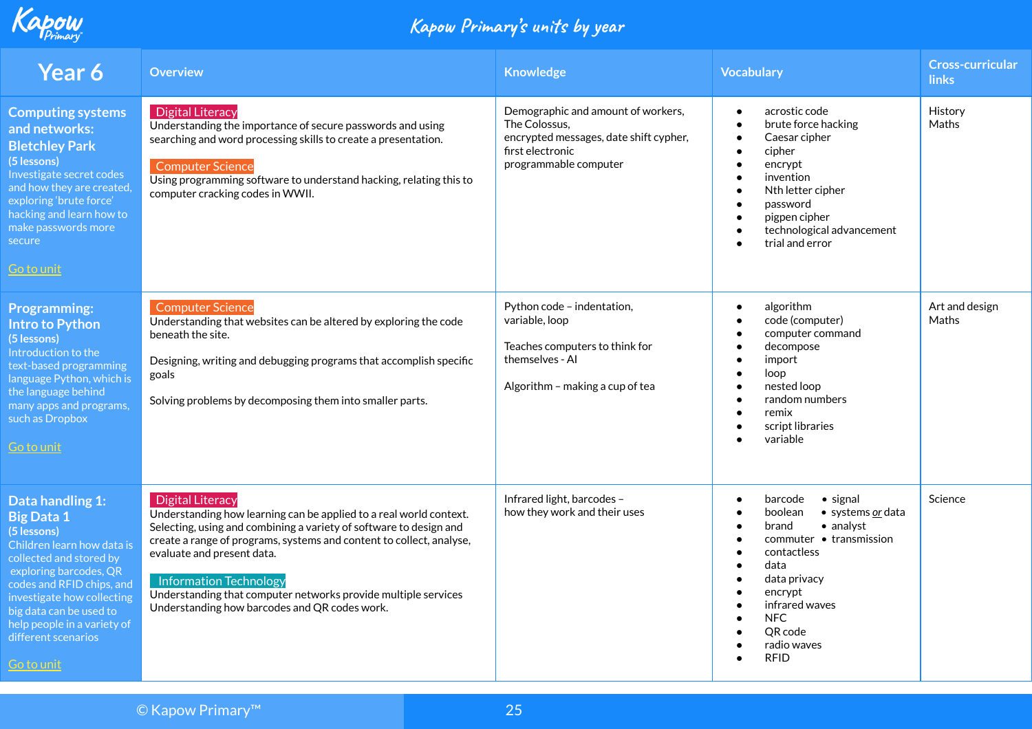# Kapow Primary's units by year

| Year 6 | Overview | Knowledge | Vocabulary | Cross-curricular links |
|---|---|---|---|---|
| **Computing systems and networks: Bletchley Park** (5 lessons) Investigate secret codes and how they are created, exploring 'brute force' hacking and learn how to make passwords more secure<br><br>Go to unit | Digital Literacy<br>Understanding the importance of secure passwords and using searching and word processing skills to create a presentation.<br><br>Computer Science<br>Using programming software to understand hacking, relating this to computer cracking codes in WWII. | Demographic and amount of workers, The Colossus, encrypted messages, date shift cypher, first electronic programmable computer | • acrostic code<br>• brute force hacking<br>• Caesar cipher<br>• cipher<br>• encrypt<br>• invention<br>• Nth letter cipher<br>• password<br>• pigpen cipher<br>• technological advancement<br>• trial and error | History<br>Maths |
| **Programming: Intro to Python** (5 lessons) Introduction to the text-based programming language Python, which is the language behind many apps and programs, such as Dropbox<br><br>Go to unit | Computer Science<br>Understanding that websites can be altered by exploring the code beneath the site.<br><br>Designing, writing and debugging programs that accomplish specific goals<br><br>Solving problems by decomposing them into smaller parts. | Python code – indentation, variable, loop<br><br>Teaches computers to think for themselves - AI<br><br>Algorithm – making a cup of tea | • algorithm<br>• code (computer)<br>• computer command<br>• decompose<br>• import<br>• loop<br>• nested loop<br>• random numbers<br>• remix<br>• script libraries<br>• variable | Art and design<br>Maths |
| **Data handling 1: Big Data 1** (5 lessons) Children learn how data is collected and stored by exploring barcodes, QR codes and RFID chips, and investigate how collecting big data can be used to help people in a variety of different scenarios<br><br>Go to unit | Digital Literacy<br>Understanding how learning can be applied to a real world context. Selecting, using and combining a variety of software to design and create a range of programs, systems and content to collect, analyse, evaluate and present data.<br><br>Information Technology<br>Understanding that computer networks provide multiple services<br>Understanding how barcodes and QR codes work. | Infrared light, barcodes – how they work and their uses | • barcode<br>• boolean<br>• brand<br>• commuter<br>• contactless<br>• data<br>• data privacy<br>• encrypt<br>• infrared waves<br>• NFC<br>• QR code<br>• radio waves<br>• RFID<br>• signal<br>• systems *or* data<br>• analyst<br>• transmission | Science |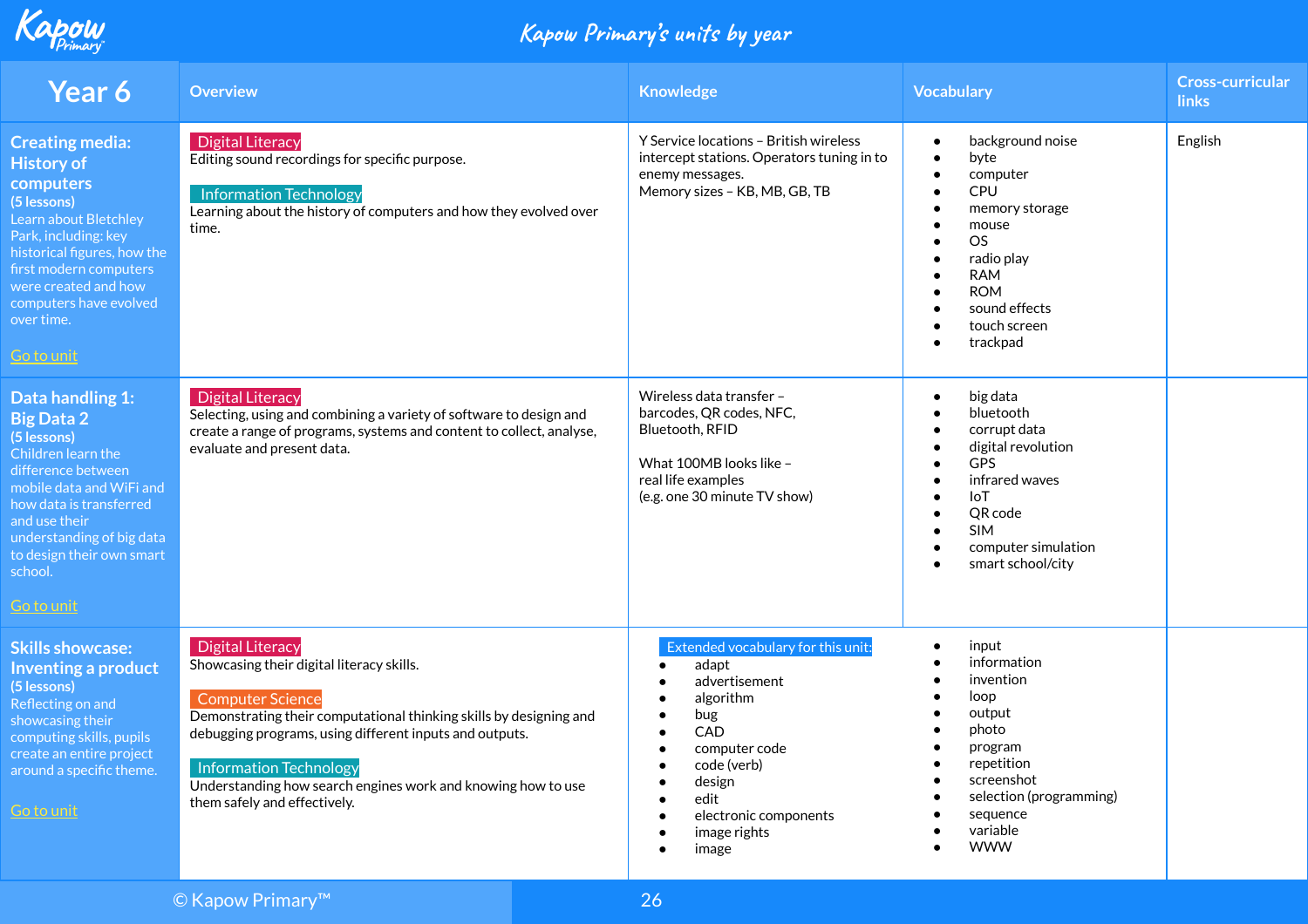# Kapow Primary's units by year

| Year 6 | Overview | Knowledge | Vocabulary | Cross-curricular links |
|---|---|---|---|---|
| **Creating media: History of computers** (5 lessons) Learn about Bletchley Park, including: key historical figures, how the first modern computers were created and how computers have evolved over time. Go to unit | **Digital Literacy** Editing sound recordings for specific purpose. **Information Technology** Learning about the history of computers and how they evolved over time. | Y Service locations – British wireless intercept stations. Operators tuning in to enemy messages. Memory sizes – KB, MB, GB, TB | • background noise • byte • computer • CPU • memory storage • mouse • OS • radio play • RAM • ROM • sound effects • touch screen • trackpad | English |
| **Data handling 1: Big Data 2** (5 lessons) Children learn the difference between mobile data and WiFi and how data is transferred and use their understanding of big data to design their own smart school. Go to unit | **Digital Literacy** Selecting, using and combining a variety of software to design and create a range of programs, systems and content to collect, analyse, evaluate and present data. | Wireless data transfer – barcodes, QR codes, NFC, Bluetooth, RFID<br><br>What 100MB looks like – real life examples (e.g. one 30 minute TV show) | • big data • bluetooth • corrupt data • digital revolution • GPS • infrared waves • IoT • QR code • SIM • computer simulation • smart school/city | |
| **Skills showcase: Inventing a product** (5 lessons) Reflecting on and showcasing their computing skills, pupils create an entire project around a specific theme. Go to unit | **Digital Literacy** Showcasing their digital literacy skills. **Computer Science** Demonstrating their computational thinking skills by designing and debugging programs, using different inputs and outputs. **Information Technology** Understanding how search engines work and knowing how to use them safely and effectively. | **Extended vocabulary for this unit:** • adapt • advertisement • algorithm • bug • CAD • computer code • code (verb) • design • edit • electronic components • image rights • image | • input • information • invention • loop • output • photo • program • repetition • screenshot • selection (programming) • sequence • variable • WWW | |

© Kapow Primary™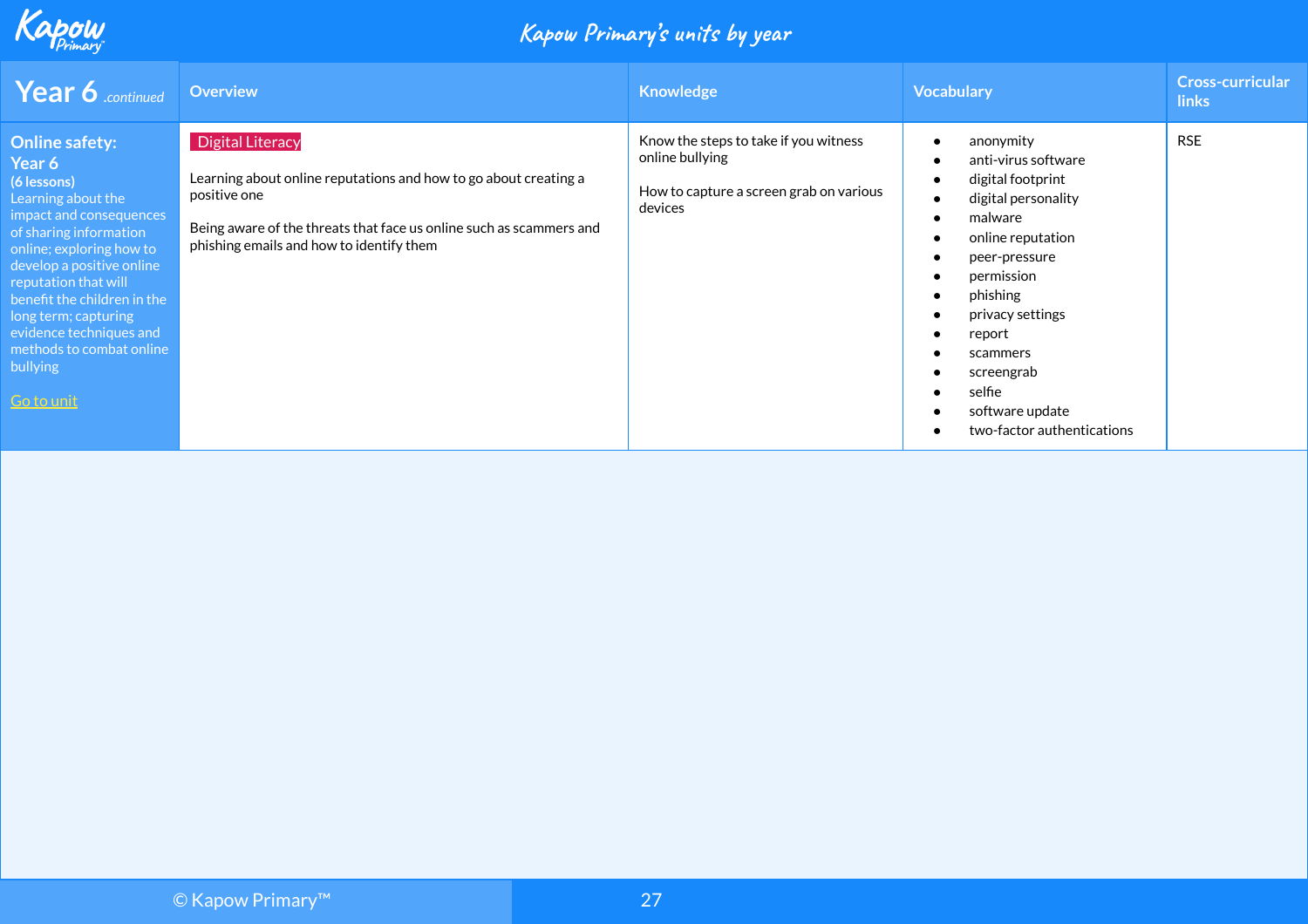# Kapow Primary's units by year

| Year 6 *.continued* | Overview | Knowledge | Vocabulary | Cross-curricular links |
|---|---|---|---|---|
| **Online safety: Year 6** (6 lessons) Learning about the impact and consequences of sharing information online; exploring how to develop a positive online reputation that will benefit the children in the long term; capturing evidence techniques and methods to combat online bullying<br><br>Go to unit | Digital Literacy<br><br>Learning about online reputations and how to go about creating a positive one<br><br>Being aware of the threats that face us online such as scammers and phishing emails and how to identify them | Know the steps to take if you witness online bullying<br><br>How to capture a screen grab on various devices | • anonymity<br>• anti-virus software<br>• digital footprint<br>• digital personality<br>• malware<br>• online reputation<br>• peer-pressure<br>• permission<br>• phishing<br>• privacy settings<br>• report<br>• scammers<br>• screengrab<br>• selfie<br>• software update<br>• two-factor authentications | RSE |

© Kapow Primary™